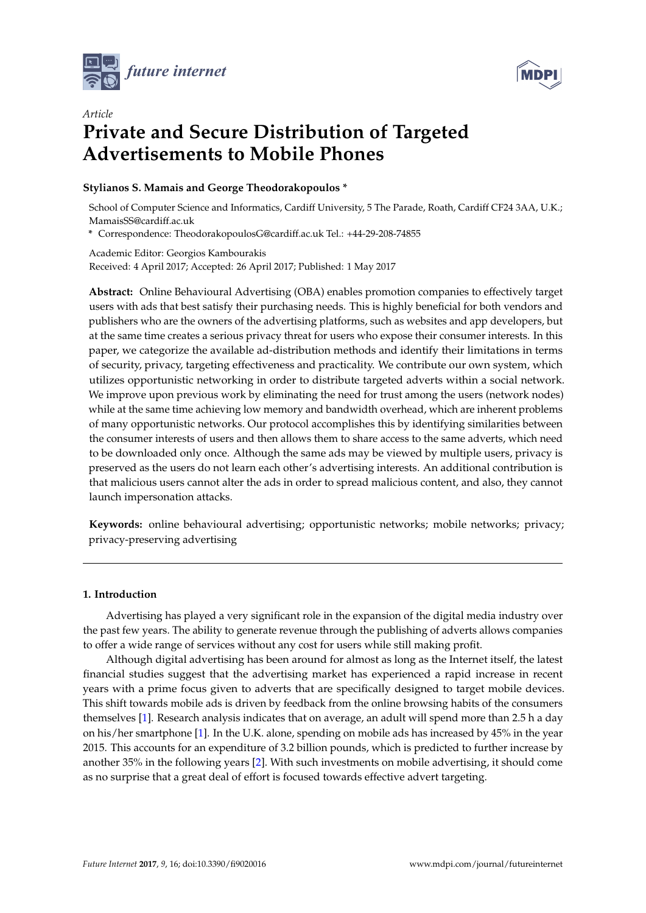*future internet*

*Article*

# Private and Secure Distribution of Targeted Advertisements to Mobile Phones

**Stylianos S. Mamais and George Theodorakopoulos \***

School of Computer Science and Informatics, Cardiff University, 5 The Parade, Roath, Cardiff CF24 3AA, U.K.; MamaisSS@cardiff.ac.uk

\* Correspondence: TheodorakopoulosG@cardiff.ac.uk Tel.: +44-29-208-74855

Academic Editor: Georgios Kambourakis

Received: 4 April 2017; Accepted: 26 April 2017; Published: 1 May 2017

**Abstract:** Online Behavioural Advertising (OBA) enables promotion companies to effectively target users with ads that best satisfy their purchasing needs. This is highly beneficial for both vendors and publishers who are the owners of the advertising platforms, such as websites and app developers, but at the same time creates a serious privacy threat for users who expose their consumer interests. In this paper, we categorize the available ad-distribution methods and identify their limitations in terms of security, privacy, targeting effectiveness and practicality. We contribute our own system, which utilizes opportunistic networking in order to distribute targeted adverts within a social network. We improve upon previous work by eliminating the need for trust among the users (network nodes) while at the same time achieving low memory and bandwidth overhead, which are inherent problems of many opportunistic networks. Our protocol accomplishes this by identifying similarities between the consumer interests of users and then allows them to share access to the same adverts, which need to be downloaded only once. Although the same ads may be viewed by multiple users, privacy is preserved as the users do not learn each other's advertising interests. An additional contribution is that malicious users cannot alter the ads in order to spread malicious content, and also, they cannot launch impersonation attacks.

**Keywords:** online behavioural advertising; opportunistic networks; mobile networks; privacy; privacy-preserving advertising

## 1. Introduction

Advertising has played a very significant role in the expansion of the digital media industry over the past few years. The ability to generate revenue through the publishing of adverts allows companies to offer a wide range of services without any cost for users while still making profit.

Although digital advertising has been around for almost as long as the Internet itself, the latest financial studies suggest that the advertising market has experienced a rapid increase in recent years with a prime focus given to adverts that are specifically designed to target mobile devices. This shift towards mobile ads is driven by feedback from the online browsing habits of the consumers themselves [1]. Research analysis indicates that on average, an adult will spend more than 2.5 h a day on his/her smartphone [1]. In the U.K. alone, spending on mobile ads has increased by 45% in the year 2015. This accounts for an expenditure of 3.2 billion pounds, which is predicted to further increase by another 35% in the following years [2]. With such investments on mobile advertising, it should come as no surprise that a great deal of effort is focused towards effective advert targeting.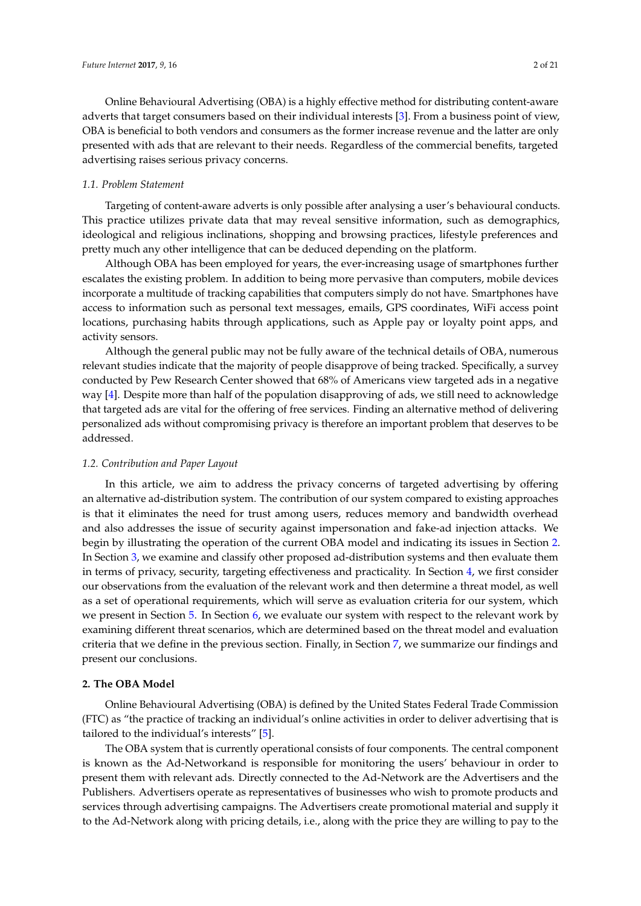Online Behavioural Advertising (OBA) is a highly effective method for distributing content-aware adverts that target consumers based on their individual interests [3]. From a business point of view, OBA is beneficial to both vendors and consumers as the former increase revenue and the latter are only presented with ads that are relevant to their needs. Regardless of the commercial benefits, targeted advertising raises serious privacy concerns.

### *1.1. Problem Statement*

Targeting of content-aware adverts is only possible after analysing a user's behavioural conducts. This practice utilizes private data that may reveal sensitive information, such as demographics, ideological and religious inclinations, shopping and browsing practices, lifestyle preferences and pretty much any other intelligence that can be deduced depending on the platform.

Although OBA has been employed for years, the ever-increasing usage of smartphones further escalates the existing problem. In addition to being more pervasive than computers, mobile devices incorporate a multitude of tracking capabilities that computers simply do not have. Smartphones have access to information such as personal text messages, emails, GPS coordinates, WiFi access point locations, purchasing habits through applications, such as Apple pay or loyalty point apps, and activity sensors.

Although the general public may not be fully aware of the technical details of OBA, numerous relevant studies indicate that the majority of people disapprove of being tracked. Specifically, a survey conducted by Pew Research Center showed that 68% of Americans view targeted ads in a negative way [4]. Despite more than half of the population disapproving of ads, we still need to acknowledge that targeted ads are vital for the offering of free services. Finding an alternative method of delivering personalized ads without compromising privacy is therefore an important problem that deserves to be addressed.

### *1.2. Contribution and Paper Layout*

In this article, we aim to address the privacy concerns of targeted advertising by offering an alternative ad-distribution system. The contribution of our system compared to existing approaches is that it eliminates the need for trust among users, reduces memory and bandwidth overhead and also addresses the issue of security against impersonation and fake-ad injection attacks. We begin by illustrating the operation of the current OBA model and indicating its issues in Section 2. In Section 3, we examine and classify other proposed ad-distribution systems and then evaluate them in terms of privacy, security, targeting effectiveness and practicality. In Section 4, we first consider our observations from the evaluation of the relevant work and then determine a threat model, as well as a set of operational requirements, which will serve as evaluation criteria for our system, which we present in Section 5. In Section 6, we evaluate our system with respect to the relevant work by examining different threat scenarios, which are determined based on the threat model and evaluation criteria that we define in the previous section. Finally, in Section 7, we summarize our findings and present our conclusions.

## **2. The OBA Model**

Online Behavioural Advertising (OBA) is defined by the United States Federal Trade Commission (FTC) as "the practice of tracking an individual's online activities in order to deliver advertising that is tailored to the individual's interests" [5].

The OBA system that is currently operational consists of four components. The central component is known as the Ad-Networkand is responsible for monitoring the users' behaviour in order to present them with relevant ads. Directly connected to the Ad-Network are the Advertisers and the Publishers. Advertisers operate as representatives of businesses who wish to promote products and services through advertising campaigns. The Advertisers create promotional material and supply it to the Ad-Network along with pricing details, i.e., along with the price they are willing to pay to the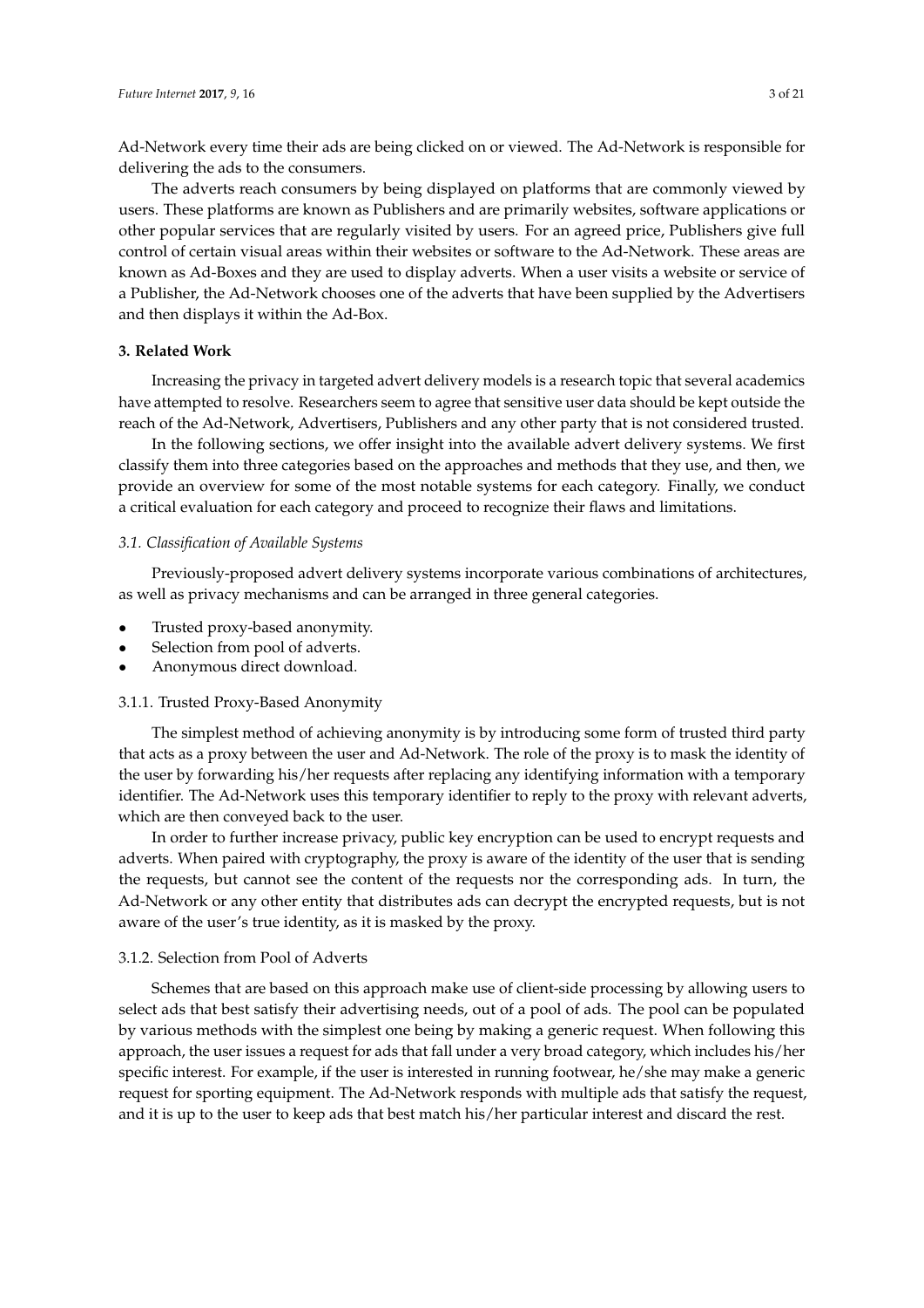Ad-Network every time their ads are being clicked on or viewed. The Ad-Network is responsible for delivering the ads to the consumers.

The adverts reach consumers by being displayed on platforms that are commonly viewed by users. These platforms are known as Publishers and are primarily websites, software applications or other popular services that are regularly visited by users. For an agreed price, Publishers give full control of certain visual areas within their websites or software to the Ad-Network. These areas are known as Ad-Boxes and they are used to display adverts. When a user visits a website or service of a Publisher, the Ad-Network chooses one of the adverts that have been supplied by the Advertisers and then displays it within the Ad-Box.

## 3. Related Work

Increasing the privacy in targeted advert delivery models is a research topic that several academics have attempted to resolve. Researchers seem to agree that sensitive user data should be kept outside the reach of the Ad-Network, Advertisers, Publishers and any other party that is not considered trusted.

In the following sections, we offer insight into the available advert delivery systems. We first classify them into three categories based on the approaches and methods that they use, and then, we provide an overview for some of the most notable systems for each category. Finally, we conduct a critical evaluation for each category and proceed to recognize their flaws and limitations.

### *3.1. Classification of Available Systems*

Previously-proposed advert delivery systems incorporate various combinations of architectures, as well as privacy mechanisms and can be arranged in three general categories.

- Trusted proxy-based anonymity.
- Selection from pool of adverts.
- Anonymous direct download.

#### 3.1.1. Trusted Proxy-Based Anonymity

The simplest method of achieving anonymity is by introducing some form of trusted third party that acts as a proxy between the user and Ad-Network. The role of the proxy is to mask the identity of the user by forwarding his/her requests after replacing any identifying information with a temporary identifier. The Ad-Network uses this temporary identifier to reply to the proxy with relevant adverts, which are then conveyed back to the user.

In order to further increase privacy, public key encryption can be used to encrypt requests and adverts. When paired with cryptography, the proxy is aware of the identity of the user that is sending the requests, but cannot see the content of the requests nor the corresponding ads. In turn, the Ad-Network or any other entity that distributes ads can decrypt the encrypted requests, but is not aware of the user's true identity, as it is masked by the proxy.

#### 3.1.2. Selection from Pool of Adverts

Schemes that are based on this approach make use of client-side processing by allowing users to select ads that best satisfy their advertising needs, out of a pool of ads. The pool can be populated by various methods with the simplest one being by making a generic request. When following this approach, the user issues a request for ads that fall under a very broad category, which includes his/her specific interest. For example, if the user is interested in running footwear, he/she may make a generic request for sporting equipment. The Ad-Network responds with multiple ads that satisfy the request, and it is up to the user to keep ads that best match his/her particular interest and discard the rest.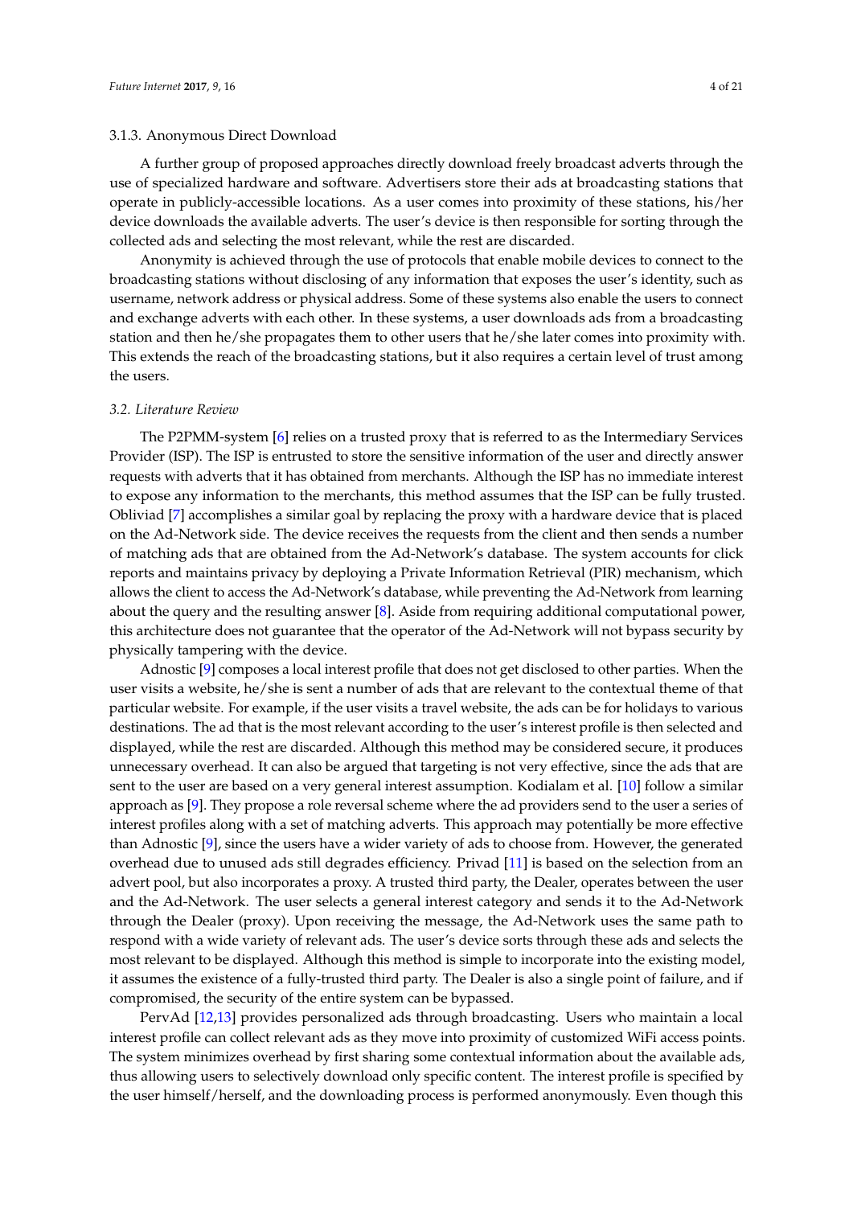#### 3.1.3. Anonymous Direct Download

A further group of proposed approaches directly download freely broadcast adverts through the use of specialized hardware and software. Advertisers store their ads at broadcasting stations that operate in publicly-accessible locations. As a user comes into proximity of these stations, his/her device downloads the available adverts. The user's device is then responsible for sorting through the collected ads and selecting the most relevant, while the rest are discarded.

Anonymity is achieved through the use of protocols that enable mobile devices to connect to the broadcasting stations without disclosing of any information that exposes the user's identity, such as username, network address or physical address. Some of these systems also enable the users to connect and exchange adverts with each other. In these systems, a user downloads ads from a broadcasting station and then he/she propagates them to other users that he/she later comes into proximity with. This extends the reach of the broadcasting stations, but it also requires a certain level of trust among the users.

### *3.2. Literature Review*

The P2PMM-system [6] relies on a trusted proxy that is referred to as the Intermediary Services Provider (ISP). The ISP is entrusted to store the sensitive information of the user and directly answer requests with adverts that it has obtained from merchants. Although the ISP has no immediate interest to expose any information to the merchants, this method assumes that the ISP can be fully trusted. Obliviad [7] accomplishes a similar goal by replacing the proxy with a hardware device that is placed on the Ad-Network side. The device receives the requests from the client and then sends a number of matching ads that are obtained from the Ad-Network's database. The system accounts for click reports and maintains privacy by deploying a Private Information Retrieval (PIR) mechanism, which allows the client to access the Ad-Network's database, while preventing the Ad-Network from learning about the query and the resulting answer [8]. Aside from requiring additional computational power, this architecture does not guarantee that the operator of the Ad-Network will not bypass security by physically tampering with the device.

Adnostic [9] composes a local interest profile that does not get disclosed to other parties. When the user visits a website, he/she is sent a number of ads that are relevant to the contextual theme of that particular website. For example, if the user visits a travel website, the ads can be for holidays to various destinations. The ad that is the most relevant according to the user's interest profile is then selected and displayed, while the rest are discarded. Although this method may be considered secure, it produces unnecessary overhead. It can also be argued that targeting is not very effective, since the ads that are sent to the user are based on a very general interest assumption. Kodialam et al. [10] follow a similar approach as [9]. They propose a role reversal scheme where the ad providers send to the user a series of interest profiles along with a set of matching adverts. This approach may potentially be more effective than Adnostic [9], since the users have a wider variety of ads to choose from. However, the generated overhead due to unused ads still degrades efficiency. Privad [11] is based on the selection from an advert pool, but also incorporates a proxy. A trusted third party, the Dealer, operates between the user and the Ad-Network. The user selects a general interest category and sends it to the Ad-Network through the Dealer (proxy). Upon receiving the message, the Ad-Network uses the same path to respond with a wide variety of relevant ads. The user's device sorts through these ads and selects the most relevant to be displayed. Although this method is simple to incorporate into the existing model, it assumes the existence of a fully-trusted third party. The Dealer is also a single point of failure, and if compromised, the security of the entire system can be bypassed.

PervAd [12,13] provides personalized ads through broadcasting. Users who maintain a local interest profile can collect relevant ads as they move into proximity of customized WiFi access points. The system minimizes overhead by first sharing some contextual information about the available ads, thus allowing users to selectively download only specific content. The interest profile is specified by the user himself/herself, and the downloading process is performed anonymously. Even though this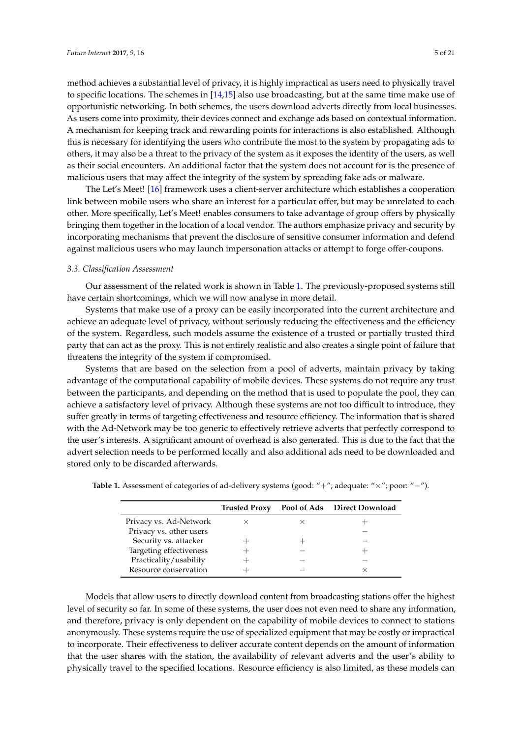method achieves a substantial level of privacy, it is highly impractical as users need to physically travel to specific locations. The schemes in [14,15] also use broadcasting, but at the same time make use of opportunistic networking. In both schemes, the users download adverts directly from local businesses. As users come into proximity, their devices connect and exchange ads based on contextual information. A mechanism for keeping track and rewarding points for interactions is also established. Although this is necessary for identifying the users who contribute the most to the system by propagating ads to others, it may also be a threat to the privacy of the system as it exposes the identity of the users, as well as their social encounters. An additional factor that the system does not account for is the presence of malicious users that may affect the integrity of the system by spreading fake ads or malware.

The Let's Meet! [16] framework uses a client-server architecture which establishes a cooperation link between mobile users who share an interest for a particular offer, but may be unrelated to each other. More specifically, Let's Meet! enables consumers to take advantage of group offers by physically bringing them together in the location of a local vendor. The authors emphasize privacy and security by incorporating mechanisms that prevent the disclosure of sensitive consumer information and defend against malicious users who may launch impersonation attacks or attempt to forge offer-coupons.

### 3.3. Classification Assessment

Our assessment of the related work is shown in Table 1. The previously-proposed systems still have certain shortcomings, which we will now analyse in more detail.

Systems that make use of a proxy can be easily incorporated into the current architecture and achieve an adequate level of privacy, without seriously reducing the effectiveness and the efficiency of the system. Regardless, such models assume the existence of a trusted or partially trusted third party that can act as the proxy. This is not entirely realistic and also creates a single point of failure that threatens the integrity of the system if compromised.

Systems that are based on the selection from a pool of adverts, maintain privacy by taking advantage of the computational capability of mobile devices. These systems do not require any trust between the participants, and depending on the method that is used to populate the pool, they can achieve a satisfactory level of privacy. Although these systems are not too difficult to introduce, they suffer greatly in terms of targeting effectiveness and resource efficiency. The information that is shared with the Ad-Network may be too generic to effectively retrieve adverts that perfectly correspond to the user's interests. A significant amount of overhead is also generated. This is due to the fact that the advert selection needs to be performed locally and also additional ads need to be downloaded and stored only to be discarded afterwards.

**Table 1.** Assessment of categories of ad-delivery systems (good: "+"; adequate: "×"; poor: "−").

| | Trusted Proxy | Pool of Ads | Direct Download |
|---|---|---|---|
| Privacy vs. Ad-Network | × | × | + |
| Privacy vs. other users | | | − |
| Security vs. attacker | + | + | − |
| Targeting effectiveness | + | − | + |
| Practicality/usability | + | − | − |
| Resource conservation | + | − | × |

Models that allow users to directly download content from broadcasting stations offer the highest level of security so far. In some of these systems, the user does not even need to share any information, and therefore, privacy is only dependent on the capability of mobile devices to connect to stations anonymously. These systems require the use of specialized equipment that may be costly or impractical to incorporate. Their effectiveness to deliver accurate content depends on the amount of information that the user shares with the station, the availability of relevant adverts and the user's ability to physically travel to the specified locations. Resource efficiency is also limited, as these models can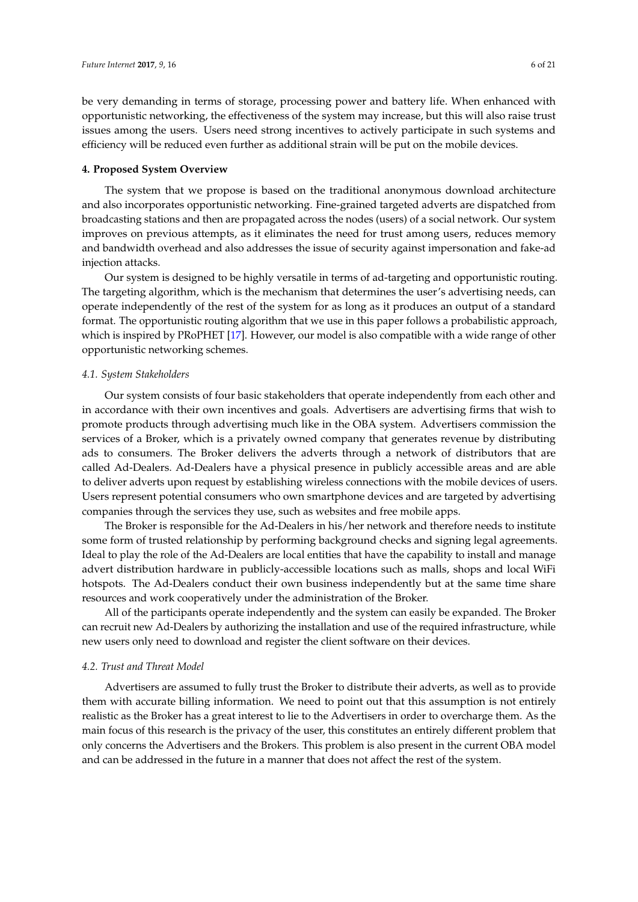be very demanding in terms of storage, processing power and battery life. When enhanced with opportunistic networking, the effectiveness of the system may increase, but this will also raise trust issues among the users. Users need strong incentives to actively participate in such systems and efficiency will be reduced even further as additional strain will be put on the mobile devices.

## 4. Proposed System Overview

The system that we propose is based on the traditional anonymous download architecture and also incorporates opportunistic networking. Fine-grained targeted adverts are dispatched from broadcasting stations and then are propagated across the nodes (users) of a social network. Our system improves on previous attempts, as it eliminates the need for trust among users, reduces memory and bandwidth overhead and also addresses the issue of security against impersonation and fake-ad injection attacks.

Our system is designed to be highly versatile in terms of ad-targeting and opportunistic routing. The targeting algorithm, which is the mechanism that determines the user's advertising needs, can operate independently of the rest of the system for as long as it produces an output of a standard format. The opportunistic routing algorithm that we use in this paper follows a probabilistic approach, which is inspired by PRoPHET [17]. However, our model is also compatible with a wide range of other opportunistic networking schemes.

### *4.1. System Stakeholders*

Our system consists of four basic stakeholders that operate independently from each other and in accordance with their own incentives and goals. Advertisers are advertising firms that wish to promote products through advertising much like in the OBA system. Advertisers commission the services of a Broker, which is a privately owned company that generates revenue by distributing ads to consumers. The Broker delivers the adverts through a network of distributors that are called Ad-Dealers. Ad-Dealers have a physical presence in publicly accessible areas and are able to deliver adverts upon request by establishing wireless connections with the mobile devices of users. Users represent potential consumers who own smartphone devices and are targeted by advertising companies through the services they use, such as websites and free mobile apps.

The Broker is responsible for the Ad-Dealers in his/her network and therefore needs to institute some form of trusted relationship by performing background checks and signing legal agreements. Ideal to play the role of the Ad-Dealers are local entities that have the capability to install and manage advert distribution hardware in publicly-accessible locations such as malls, shops and local WiFi hotspots. The Ad-Dealers conduct their own business independently but at the same time share resources and work cooperatively under the administration of the Broker.

All of the participants operate independently and the system can easily be expanded. The Broker can recruit new Ad-Dealers by authorizing the installation and use of the required infrastructure, while new users only need to download and register the client software on their devices.

### *4.2. Trust and Threat Model*

Advertisers are assumed to fully trust the Broker to distribute their adverts, as well as to provide them with accurate billing information. We need to point out that this assumption is not entirely realistic as the Broker has a great interest to lie to the Advertisers in order to overcharge them. As the main focus of this research is the privacy of the user, this constitutes an entirely different problem that only concerns the Advertisers and the Brokers. This problem is also present in the current OBA model and can be addressed in the future in a manner that does not affect the rest of the system.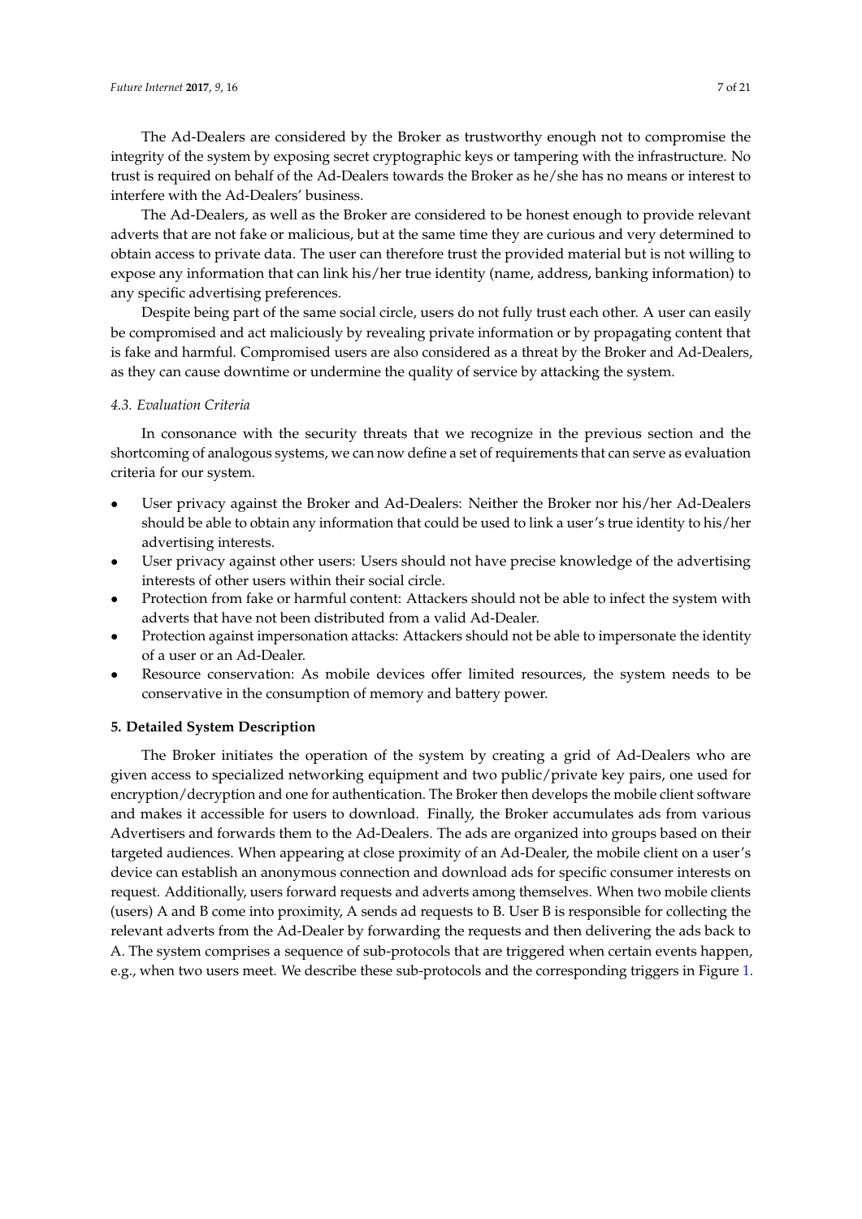The Ad-Dealers are considered by the Broker as trustworthy enough not to compromise the integrity of the system by exposing secret cryptographic keys or tampering with the infrastructure. No trust is required on behalf of the Ad-Dealers towards the Broker as he/she has no means or interest to interfere with the Ad-Dealers' business.

The Ad-Dealers, as well as the Broker are considered to be honest enough to provide relevant adverts that are not fake or malicious, but at the same time they are curious and very determined to obtain access to private data. The user can therefore trust the provided material but is not willing to expose any information that can link his/her true identity (name, address, banking information) to any specific advertising preferences.

Despite being part of the same social circle, users do not fully trust each other. A user can easily be compromised and act maliciously by revealing private information or by propagating content that is fake and harmful. Compromised users are also considered as a threat by the Broker and Ad-Dealers, as they can cause downtime or undermine the quality of service by attacking the system.

### *4.3. Evaluation Criteria*

In consonance with the security threats that we recognize in the previous section and the shortcoming of analogous systems, we can now define a set of requirements that can serve as evaluation criteria for our system.

- User privacy against the Broker and Ad-Dealers: Neither the Broker nor his/her Ad-Dealers should be able to obtain any information that could be used to link a user's true identity to his/her advertising interests.
- User privacy against other users: Users should not have precise knowledge of the advertising interests of other users within their social circle.
- Protection from fake or harmful content: Attackers should not be able to infect the system with adverts that have not been distributed from a valid Ad-Dealer.
- Protection against impersonation attacks: Attackers should not be able to impersonate the identity of a user or an Ad-Dealer.
- Resource conservation: As mobile devices offer limited resources, the system needs to be conservative in the consumption of memory and battery power.

## **5. Detailed System Description**

The Broker initiates the operation of the system by creating a grid of Ad-Dealers who are given access to specialized networking equipment and two public/private key pairs, one used for encryption/decryption and one for authentication. The Broker then develops the mobile client software and makes it accessible for users to download. Finally, the Broker accumulates ads from various Advertisers and forwards them to the Ad-Dealers. The ads are organized into groups based on their targeted audiences. When appearing at close proximity of an Ad-Dealer, the mobile client on a user's device can establish an anonymous connection and download ads for specific consumer interests on request. Additionally, users forward requests and adverts among themselves. When two mobile clients (users) A and B come into proximity, A sends ad requests to B. User B is responsible for collecting the relevant adverts from the Ad-Dealer by forwarding the requests and then delivering the ads back to A. The system comprises a sequence of sub-protocols that are triggered when certain events happen, e.g., when two users meet. We describe these sub-protocols and the corresponding triggers in Figure 1.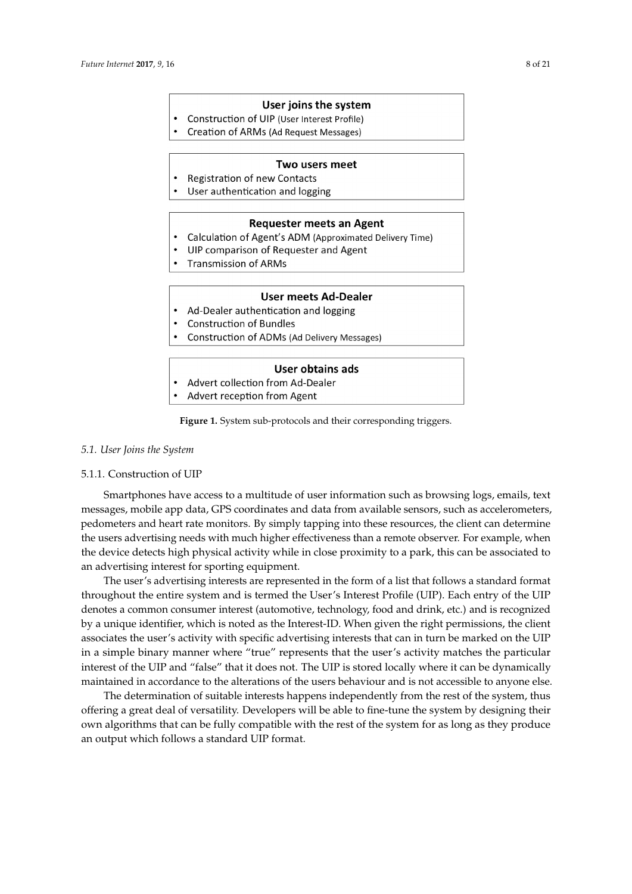**User joins the system**

- Construction of UIP (User Interest Profile)
- Creation of ARMs (Ad Request Messages)

**Two users meet**

- Registration of new Contacts
- User authentication and logging

**Requester meets an Agent**

- Calculation of Agent's ADM (Approximated Delivery Time)
- UIP comparison of Requester and Agent
- Transmission of ARMs

**User meets Ad-Dealer**

- Ad-Dealer authentication and logging
- Construction of Bundles
- Construction of ADMs (Ad Delivery Messages)

**User obtains ads**

- Advert collection from Ad-Dealer
- Advert reception from Agent

**Figure 1.** System sub-protocols and their corresponding triggers.

## *5.1. User Joins the System*

### 5.1.1. Construction of UIP

Smartphones have access to a multitude of user information such as browsing logs, emails, text messages, mobile app data, GPS coordinates and data from available sensors, such as accelerometers, pedometers and heart rate monitors. By simply tapping into these resources, the client can determine the users advertising needs with much higher effectiveness than a remote observer. For example, when the device detects high physical activity while in close proximity to a park, this can be associated to an advertising interest for sporting equipment.

The user's advertising interests are represented in the form of a list that follows a standard format throughout the entire system and is termed the User's Interest Profile (UIP). Each entry of the UIP denotes a common consumer interest (automotive, technology, food and drink, etc.) and is recognized by a unique identifier, which is noted as the Interest-ID. When given the right permissions, the client associates the user's activity with specific advertising interests that can in turn be marked on the UIP in a simple binary manner where "true" represents that the user's activity matches the particular interest of the UIP and "false" that it does not. The UIP is stored locally where it can be dynamically maintained in accordance to the alterations of the users behaviour and is not accessible to anyone else.

The determination of suitable interests happens independently from the rest of the system, thus offering a great deal of versatility. Developers will be able to fine-tune the system by designing their own algorithms that can be fully compatible with the rest of the system for as long as they produce an output which follows a standard UIP format.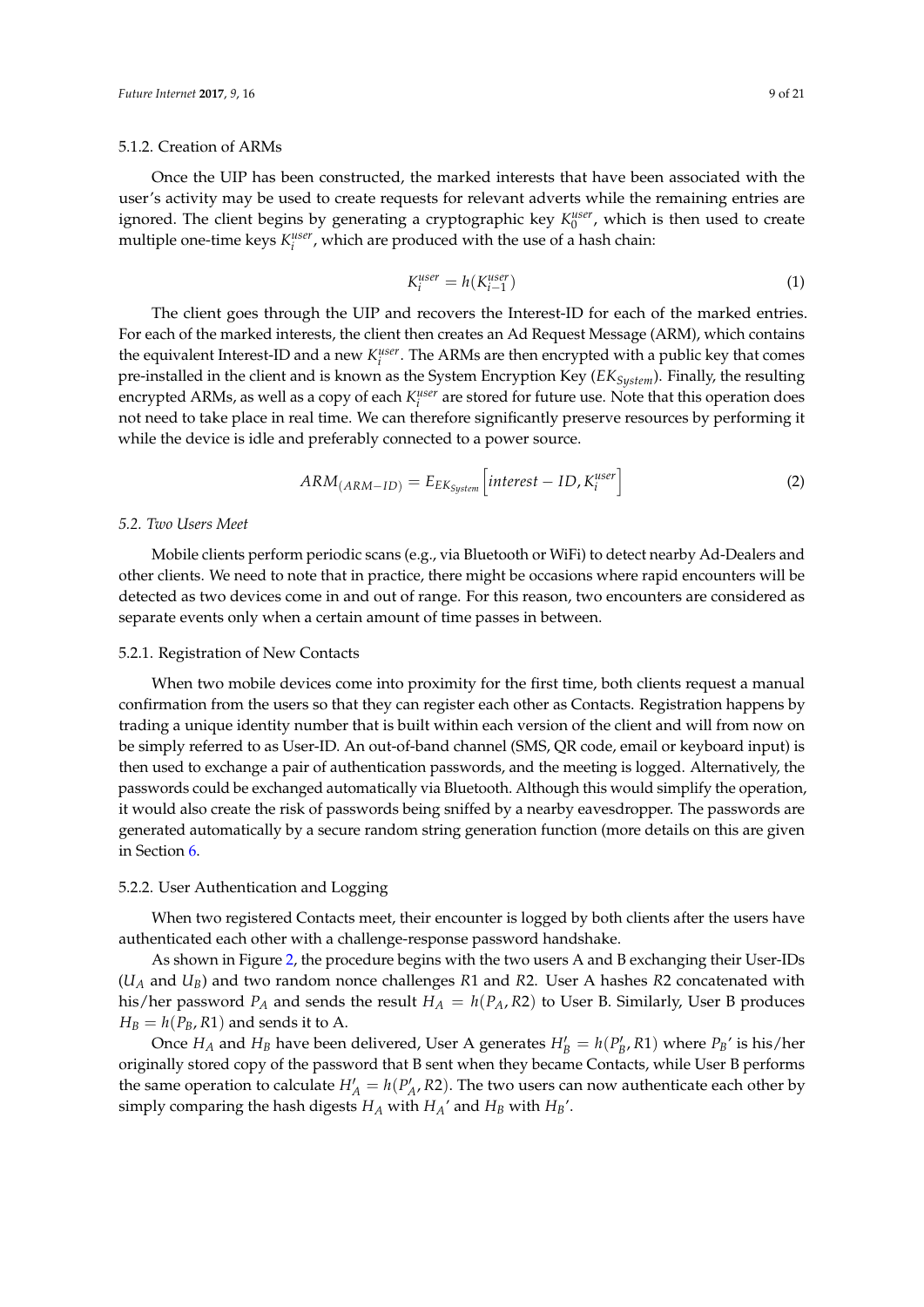#### 5.1.2. Creation of ARMs

Once the UIP has been constructed, the marked interests that have been associated with the user's activity may be used to create requests for relevant adverts while the remaining entries are ignored. The client begins by generating a cryptographic key $K_0^{user}$, which is then used to create multiple one-time keys $K_i^{user}$, which are produced with the use of a hash chain:

$$K_i^{user} = h(K_{i-1}^{user}) \tag{1}$$

The client goes through the UIP and recovers the Interest-ID for each of the marked entries. For each of the marked interests, the client then creates an Ad Request Message (ARM), which contains the equivalent Interest-ID and a new $K_i^{user}$. The ARMs are then encrypted with a public key that comes pre-installed in the client and is known as the System Encryption Key ($EK_{System}$). Finally, the resulting encrypted ARMs, as well as a copy of each $K_i^{user}$ are stored for future use. Note that this operation does not need to take place in real time. We can therefore significantly preserve resources by performing it while the device is idle and preferably connected to a power source.

$$ARM_{(ARM-ID)} = E_{EK_{System}}\left[interest - ID, K_i^{user}\right] \tag{2}$$

### 5.2. Two Users Meet

Mobile clients perform periodic scans (e.g., via Bluetooth or WiFi) to detect nearby Ad-Dealers and other clients. We need to note that in practice, there might be occasions where rapid encounters will be detected as two devices come in and out of range. For this reason, two encounters are considered as separate events only when a certain amount of time passes in between.

#### 5.2.1. Registration of New Contacts

When two mobile devices come into proximity for the first time, both clients request a manual confirmation from the users so that they can register each other as Contacts. Registration happens by trading a unique identity number that is built within each version of the client and will from now on be simply referred to as User-ID. An out-of-band channel (SMS, QR code, email or keyboard input) is then used to exchange a pair of authentication passwords, and the meeting is logged. Alternatively, the passwords could be exchanged automatically via Bluetooth. Although this would simplify the operation, it would also create the risk of passwords being sniffed by a nearby eavesdropper. The passwords are generated automatically by a secure random string generation function (more details on this are given in Section 6.

#### 5.2.2. User Authentication and Logging

When two registered Contacts meet, their encounter is logged by both clients after the users have authenticated each other with a challenge-response password handshake.

As shown in Figure 2, the procedure begins with the two users A and B exchanging their User-IDs ($U_A$ and $U_B$) and two random nonce challenges $R1$ and $R2$. User A hashes $R2$ concatenated with his/her password $P_A$ and sends the result $H_A = h(P_A, R2)$ to User B. Similarly, User B produces $H_B = h(P_B, R1)$ and sends it to A.

Once $H_A$ and $H_B$ have been delivered, User A generates $H_B' = h(P_B', R1)$ where $P_B'$ is his/her originally stored copy of the password that B sent when they became Contacts, while User B performs the same operation to calculate $H_A' = h(P_A', R2)$. The two users can now authenticate each other by simply comparing the hash digests $H_A$ with $H_A'$ and $H_B$ with $H_B'$.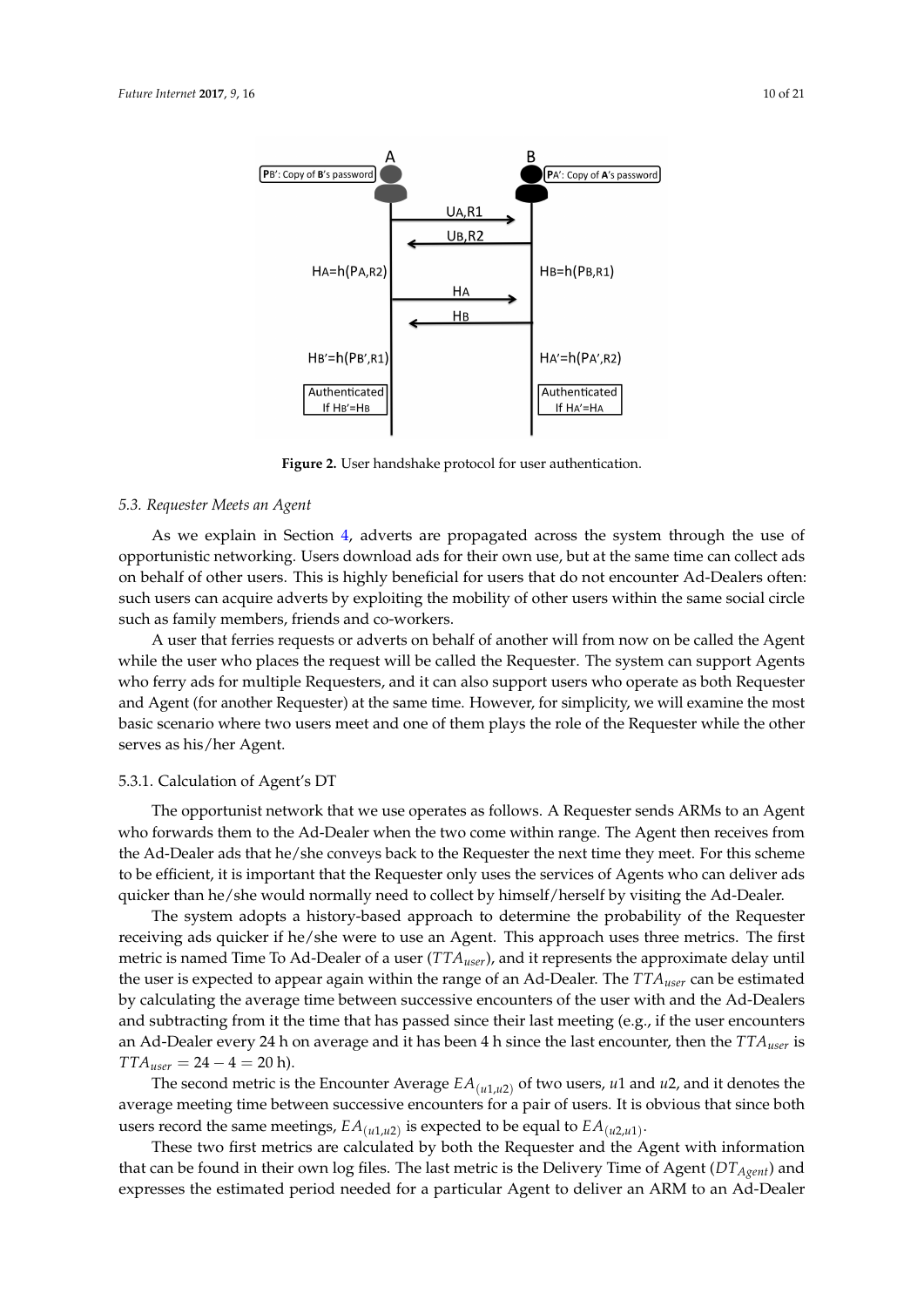**Figure 2.** User handshake protocol for user authentication.

### 5.3. Requester Meets an Agent

As we explain in Section 4, adverts are propagated across the system through the use of opportunistic networking. Users download ads for their own use, but at the same time can collect ads on behalf of other users. This is highly beneficial for users that do not encounter Ad-Dealers often: such users can acquire adverts by exploiting the mobility of other users within the same social circle such as family members, friends and co-workers.

A user that ferries requests or adverts on behalf of another will from now on be called the Agent while the user who places the request will be called the Requester. The system can support Agents who ferry ads for multiple Requesters, and it can also support users who operate as both Requester and Agent (for another Requester) at the same time. However, for simplicity, we will examine the most basic scenario where two users meet and one of them plays the role of the Requester while the other serves as his/her Agent.

#### 5.3.1. Calculation of Agent's DT

The opportunist network that we use operates as follows. A Requester sends ARMs to an Agent who forwards them to the Ad-Dealer when the two come within range. The Agent then receives from the Ad-Dealer ads that he/she conveys back to the Requester the next time they meet. For this scheme to be efficient, it is important that the Requester only uses the services of Agents who can deliver ads quicker than he/she would normally need to collect by himself/herself by visiting the Ad-Dealer.

The system adopts a history-based approach to determine the probability of the Requester receiving ads quicker if he/she were to use an Agent. This approach uses three metrics. The first metric is named Time To Ad-Dealer of a user ($TTA_{user}$), and it represents the approximate delay until the user is expected to appear again within the range of an Ad-Dealer. The $TTA_{user}$ can be estimated by calculating the average time between successive encounters of the user with and the Ad-Dealers and subtracting from it the time that has passed since their last meeting (e.g., if the user encounters an Ad-Dealer every 24 h on average and it has been 4 h since the last encounter, then the $TTA_{user}$ is $TTA_{user} = 24 - 4 = 20$ h).

The second metric is the Encounter Average $EA_{(u1,u2)}$ of two users, $u1$ and $u2$, and it denotes the average meeting time between successive encounters for a pair of users. It is obvious that since both users record the same meetings, $EA_{(u1,u2)}$ is expected to be equal to $EA_{(u2,u1)}$.

These two first metrics are calculated by both the Requester and the Agent with information that can be found in their own log files. The last metric is the Delivery Time of Agent ($DT_{Agent}$) and expresses the estimated period needed for a particular Agent to deliver an ARM to an Ad-Dealer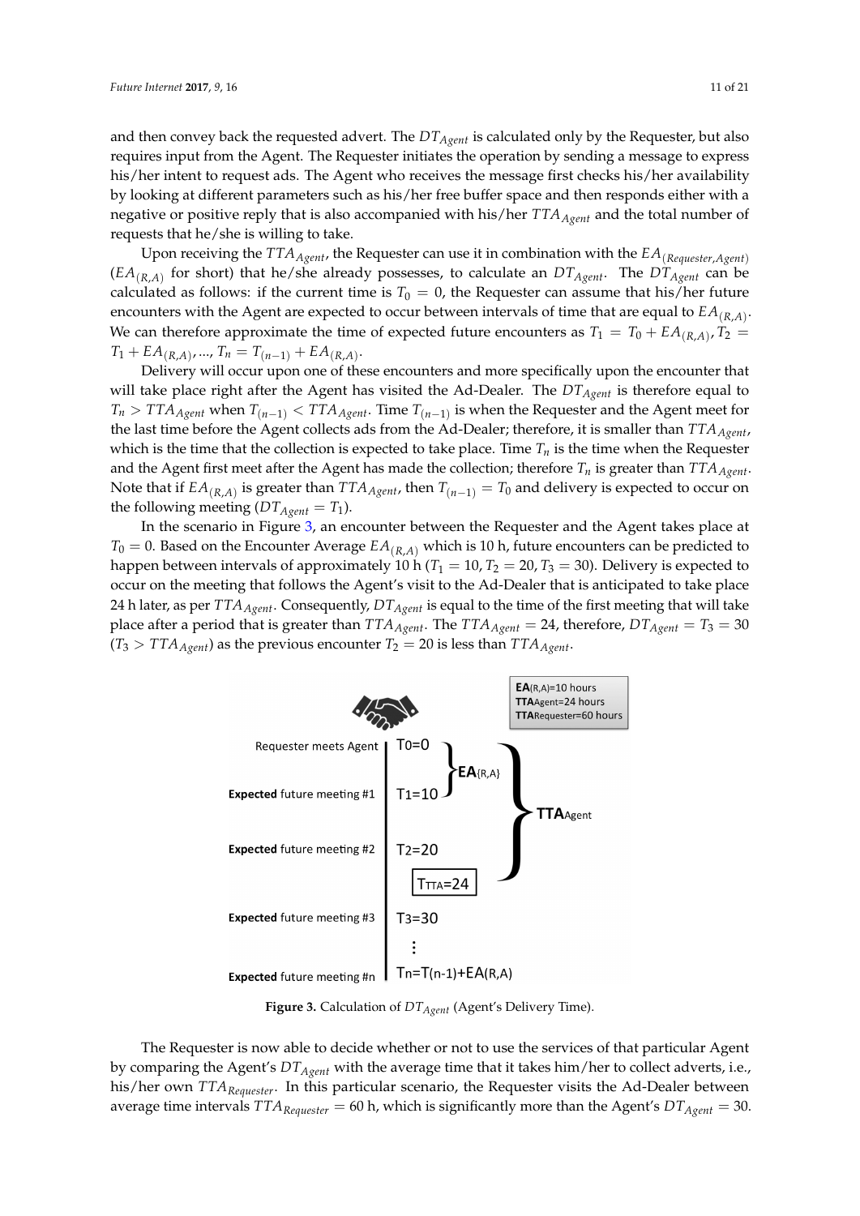and then convey back the requested advert. The $DT_{Agent}$ is calculated only by the Requester, but also requires input from the Agent. The Requester initiates the operation by sending a message to express his/her intent to request ads. The Agent who receives the message first checks his/her availability by looking at different parameters such as his/her free buffer space and then responds either with a negative or positive reply that is also accompanied with his/her $TTA_{Agent}$ and the total number of requests that he/she is willing to take.

Upon receiving the $TTA_{Agent}$, the Requester can use it in combination with the $EA_{(Requester,Agent)}$ ($EA_{(R,A)}$ for short) that he/she already possesses, to calculate an $DT_{Agent}$. The $DT_{Agent}$ can be calculated as follows: if the current time is $T_0 = 0$, the Requester can assume that his/her future encounters with the Agent are expected to occur between intervals of time that are equal to $EA_{(R,A)}$. We can therefore approximate the time of expected future encounters as $T_1 = T_0 + EA_{(R,A)}, T_2 = T_1 + EA_{(R,A)}, ..., T_n = T_{(n-1)} + EA_{(R,A)}$.

Delivery will occur upon one of these encounters and more specifically upon the encounter that will take place right after the Agent has visited the Ad-Dealer. The $DT_{Agent}$ is therefore equal to $T_n > TTA_{Agent}$ when $T_{(n-1)} < TTA_{Agent}$. Time $T_{(n-1)}$ is when the Requester and the Agent meet for the last time before the Agent collects ads from the Ad-Dealer; therefore, it is smaller than $TTA_{Agent}$, which is the time that the collection is expected to take place. Time $T_n$ is the time when the Requester and the Agent first meet after the Agent has made the collection; therefore $T_n$ is greater than $TTA_{Agent}$. Note that if $EA_{(R,A)}$ is greater than $TTA_{Agent}$, then $T_{(n-1)} = T_0$ and delivery is expected to occur on the following meeting ($DT_{Agent} = T_1$).

In the scenario in Figure 3, an encounter between the Requester and the Agent takes place at $T_0 = 0$. Based on the Encounter Average $EA_{(R,A)}$ which is 10 h, future encounters can be predicted to happen between intervals of approximately 10 h ($T_1 = 10$, $T_2 = 20$, $T_3 = 30$). Delivery is expected to occur on the meeting that follows the Agent's visit to the Ad-Dealer that is anticipated to take place 24 h later, as per $TTA_{Agent}$. Consequently, $DT_{Agent}$ is equal to the time of the first meeting that will take place after a period that is greater than $TTA_{Agent}$. The $TTA_{Agent} = 24$, therefore, $DT_{Agent} = T_3 = 30$ ($T_3 > TTA_{Agent}$) as the previous encounter $T_2 = 20$ is less than $TTA_{Agent}$.

**EA**(R,A)=10 hours
**TTA**Agent=24 hours
**TTA**Requester=60 hours

| | |
|---|---|
| Requester meets Agent | T0=0 |
| **Expected** future meeting #1 | T1=10 |
| **Expected** future meeting #2 | T2=20 |
| | TTTA=24 |
| **Expected** future meeting #3 | T3=30 |
| | ⋮ |
| **Expected** future meeting #n | Tn=T(n-1)+EA(R,A) |

**EA**{R,A} (T0 to T1); **TTA**Agent (T0 to TTTA)

**Figure 3.** Calculation of $DT_{Agent}$ (Agent's Delivery Time).

The Requester is now able to decide whether or not to use the services of that particular Agent by comparing the Agent's $DT_{Agent}$ with the average time that it takes him/her to collect adverts, i.e., his/her own $TTA_{Requester}$. In this particular scenario, the Requester visits the Ad-Dealer between average time intervals $TTA_{Requester} = 60$ h, which is significantly more than the Agent's $DT_{Agent} = 30$.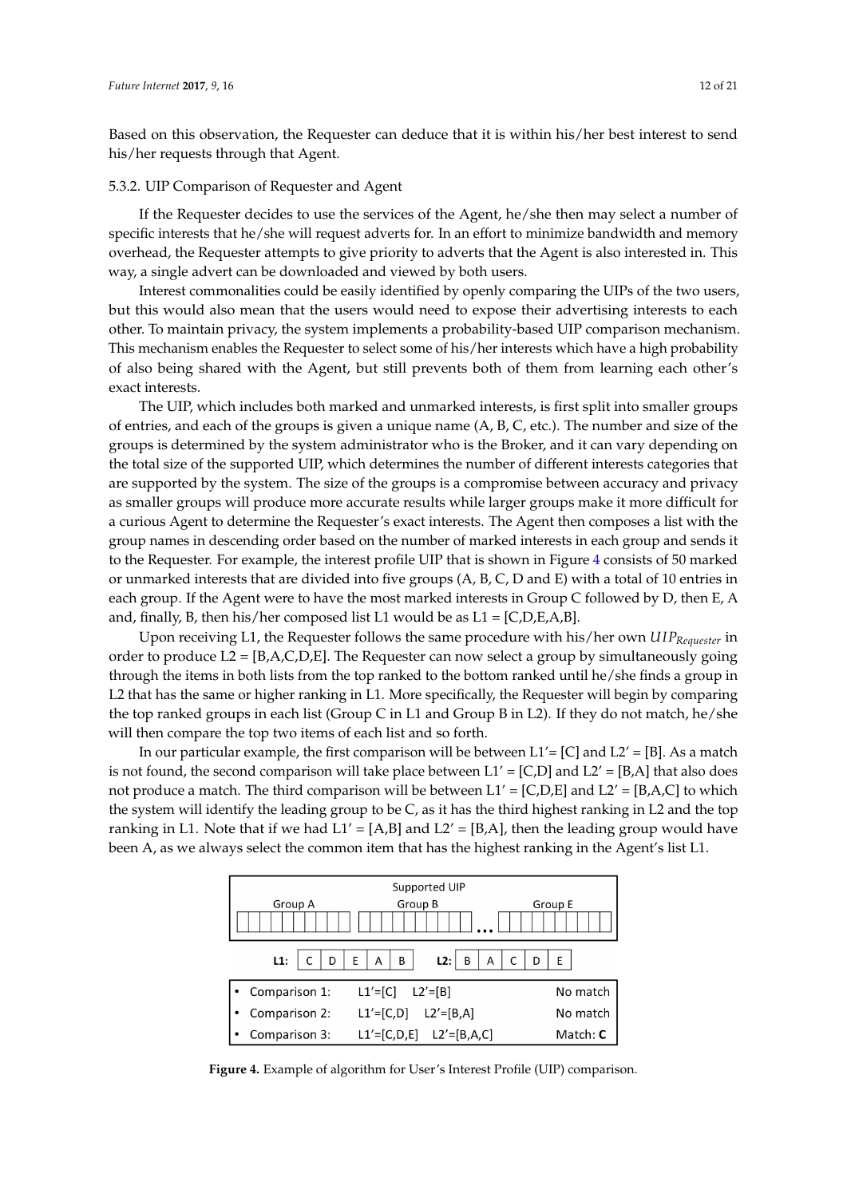Based on this observation, the Requester can deduce that it is within his/her best interest to send his/her requests through that Agent.

### 5.3.2. UIP Comparison of Requester and Agent

If the Requester decides to use the services of the Agent, he/she then may select a number of specific interests that he/she will request adverts for. In an effort to minimize bandwidth and memory overhead, the Requester attempts to give priority to adverts that the Agent is also interested in. This way, a single advert can be downloaded and viewed by both users.

Interest commonalities could be easily identified by openly comparing the UIPs of the two users, but this would also mean that the users would need to expose their advertising interests to each other. To maintain privacy, the system implements a probability-based UIP comparison mechanism. This mechanism enables the Requester to select some of his/her interests which have a high probability of also being shared with the Agent, but still prevents both of them from learning each other's exact interests.

The UIP, which includes both marked and unmarked interests, is first split into smaller groups of entries, and each of the groups is given a unique name (A, B, C, etc.). The number and size of the groups is determined by the system administrator who is the Broker, and it can vary depending on the total size of the supported UIP, which determines the number of different interests categories that are supported by the system. The size of the groups is a compromise between accuracy and privacy as smaller groups will produce more accurate results while larger groups make it more difficult for a curious Agent to determine the Requester's exact interests. The Agent then composes a list with the group names in descending order based on the number of marked interests in each group and sends it to the Requester. For example, the interest profile UIP that is shown in Figure 4 consists of 50 marked or unmarked interests that are divided into five groups (A, B, C, D and E) with a total of 10 entries in each group. If the Agent were to have the most marked interests in Group C followed by D, then E, A and, finally, B, then his/her composed list L1 would be as L1 = [C,D,E,A,B].

Upon receiving L1, the Requester follows the same procedure with his/her own $UIP_{Requester}$ in order to produce L2 = [B,A,C,D,E]. The Requester can now select a group by simultaneously going through the items in both lists from the top ranked to the bottom ranked until he/she finds a group in L2 that has the same or higher ranking in L1. More specifically, the Requester will begin by comparing the top ranked groups in each list (Group C in L1 and Group B in L2). If they do not match, he/she will then compare the top two items of each list and so forth.

In our particular example, the first comparison will be between L1′= [C] and L2′ = [B]. As a match is not found, the second comparison will take place between L1′ = [C,D] and L2′ = [B,A] that also does not produce a match. The third comparison will be between L1′ = [C,D,E] and L2′ = [B,A,C] to which the system will identify the leading group to be C, as it has the third highest ranking in L2 and the top ranking in L1. Note that if we had L1′ = [A,B] and L2′ = [B,A], then the leading group would have been A, as we always select the common item that has the highest ranking in the Agent's list L1.

Supported UIP

Group A | Group B | … | Group E

**L1:** C | D | E | A | B  **L2:** B | A | C | D | E

| Comparison | Lists | Result |
|---|---|---|
| Comparison 1: | L1′=[C] L2′=[B] | No match |
| Comparison 2: | L1′=[C,D] L2′=[B,A] | No match |
| Comparison 3: | L1′=[C,D,E] L2′=[B,A,C] | Match: **C** |

**Figure 4.** Example of algorithm for User's Interest Profile (UIP) comparison.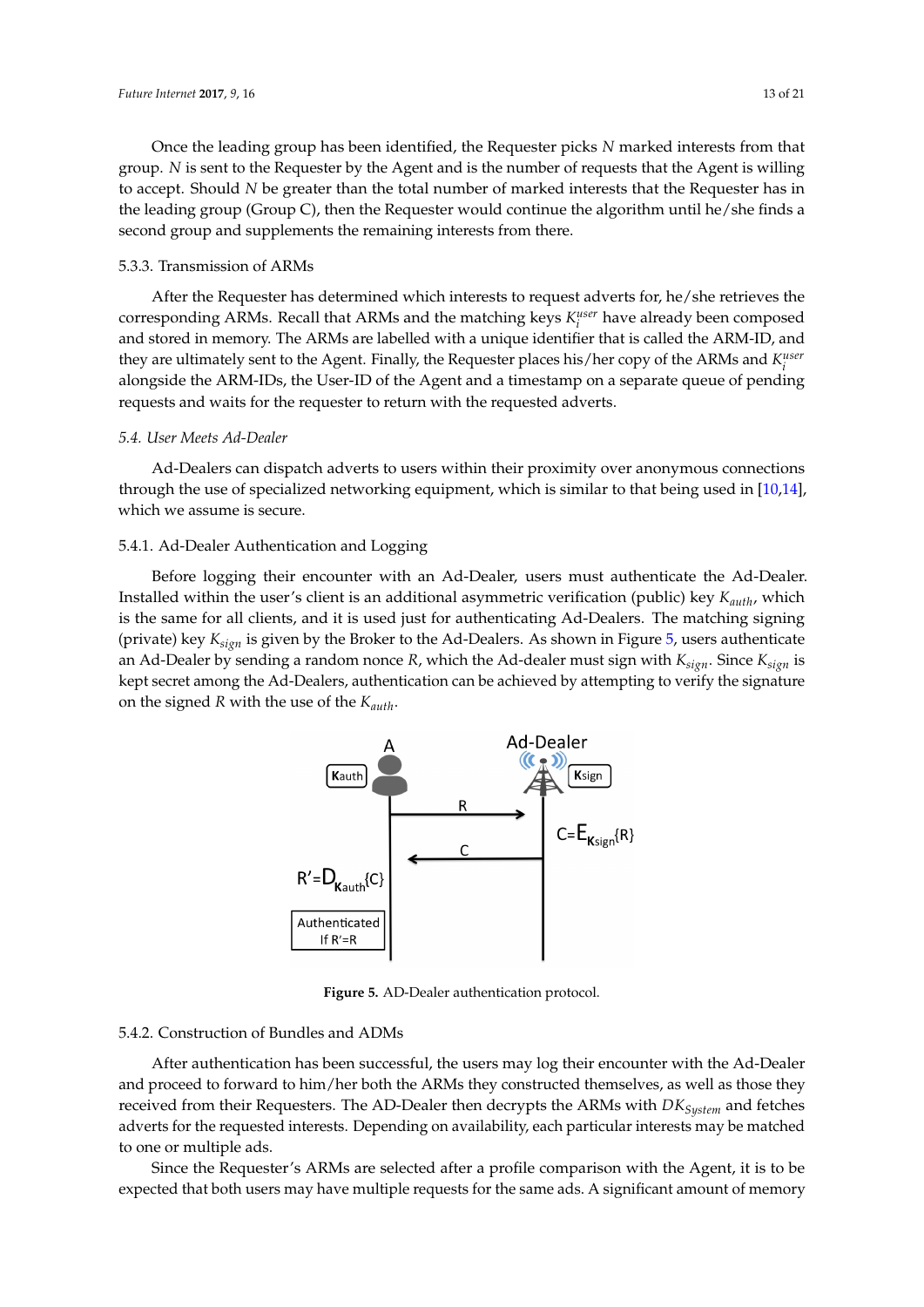Once the leading group has been identified, the Requester picks $N$ marked interests from that group. $N$ is sent to the Requester by the Agent and is the number of requests that the Agent is willing to accept. Should $N$ be greater than the total number of marked interests that the Requester has in the leading group (Group C), then the Requester would continue the algorithm until he/she finds a second group and supplements the remaining interests from there.

#### 5.3.3. Transmission of ARMs

After the Requester has determined which interests to request adverts for, he/she retrieves the corresponding ARMs. Recall that ARMs and the matching keys $K_i^{user}$ have already been composed and stored in memory. The ARMs are labelled with a unique identifier that is called the ARM-ID, and they are ultimately sent to the Agent. Finally, the Requester places his/her copy of the ARMs and $K_i^{user}$ alongside the ARM-IDs, the User-ID of the Agent and a timestamp on a separate queue of pending requests and waits for the requester to return with the requested adverts.

### 5.4. User Meets Ad-Dealer

Ad-Dealers can dispatch adverts to users within their proximity over anonymous connections through the use of specialized networking equipment, which is similar to that being used in [10,14], which we assume is secure.

#### 5.4.1. Ad-Dealer Authentication and Logging

Before logging their encounter with an Ad-Dealer, users must authenticate the Ad-Dealer. Installed within the user's client is an additional asymmetric verification (public) key $K_{auth}$, which is the same for all clients, and it is used just for authenticating Ad-Dealers. The matching signing (private) key $K_{sign}$ is given by the Broker to the Ad-Dealers. As shown in Figure 5, users authenticate an Ad-Dealer by sending a random nonce $R$, which the Ad-dealer must sign with $K_{sign}$. Since $K_{sign}$ is kept secret among the Ad-Dealers, authentication can be achieved by attempting to verify the signature on the signed $R$ with the use of the $K_{auth}$.

**Figure 5.** AD-Dealer authentication protocol.

#### 5.4.2. Construction of Bundles and ADMs

After authentication has been successful, the users may log their encounter with the Ad-Dealer and proceed to forward to him/her both the ARMs they constructed themselves, as well as those they received from their Requesters. The AD-Dealer then decrypts the ARMs with $DK_{System}$ and fetches adverts for the requested interests. Depending on availability, each particular interests may be matched to one or multiple ads.

Since the Requester's ARMs are selected after a profile comparison with the Agent, it is to be expected that both users may have multiple requests for the same ads. A significant amount of memory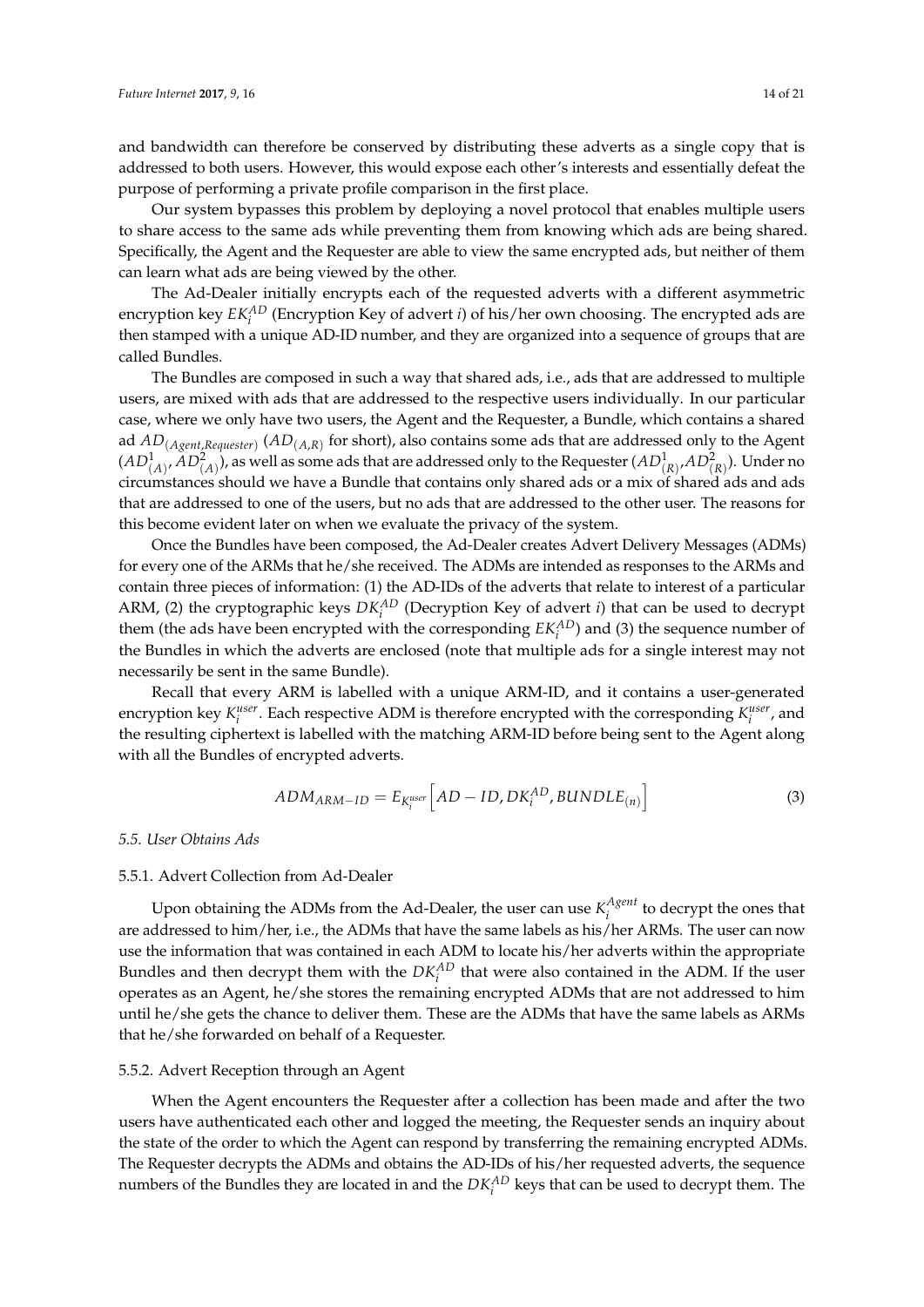and bandwidth can therefore be conserved by distributing these adverts as a single copy that is addressed to both users. However, this would expose each other's interests and essentially defeat the purpose of performing a private profile comparison in the first place.

Our system bypasses this problem by deploying a novel protocol that enables multiple users to share access to the same ads while preventing them from knowing which ads are being shared. Specifically, the Agent and the Requester are able to view the same encrypted ads, but neither of them can learn what ads are being viewed by the other.

The Ad-Dealer initially encrypts each of the requested adverts with a different asymmetric encryption key $EK_i^{AD}$ (Encryption Key of advert $i$) of his/her own choosing. The encrypted ads are then stamped with a unique AD-ID number, and they are organized into a sequence of groups that are called Bundles.

The Bundles are composed in such a way that shared ads, i.e., ads that are addressed to multiple users, are mixed with ads that are addressed to the respective users individually. In our particular case, where we only have two users, the Agent and the Requester, a Bundle, which contains a shared ad $AD_{(Agent,Requester)}$ ($AD_{(A,R)}$ for short), also contains some ads that are addressed only to the Agent ($AD^1_{(A)}$, $AD^2_{(A)}$), as well as some ads that are addressed only to the Requester ($AD^1_{(R)}$,$AD^2_{(R)}$). Under no circumstances should we have a Bundle that contains only shared ads or a mix of shared ads and ads that are addressed to one of the users, but no ads that are addressed to the other user. The reasons for this become evident later on when we evaluate the privacy of the system.

Once the Bundles have been composed, the Ad-Dealer creates Advert Delivery Messages (ADMs) for every one of the ARMs that he/she received. The ADMs are intended as responses to the ARMs and contain three pieces of information: (1) the AD-IDs of the adverts that relate to interest of a particular ARM, (2) the cryptographic keys $DK_i^{AD}$ (Decryption Key of advert $i$) that can be used to decrypt them (the ads have been encrypted with the corresponding $EK_i^{AD}$) and (3) the sequence number of the Bundles in which the adverts are enclosed (note that multiple ads for a single interest may not necessarily be sent in the same Bundle).

Recall that every ARM is labelled with a unique ARM-ID, and it contains a user-generated encryption key $K_i^{user}$. Each respective ADM is therefore encrypted with the corresponding $K_i^{user}$, and the resulting ciphertext is labelled with the matching ARM-ID before being sent to the Agent along with all the Bundles of encrypted adverts.

$$ADM_{ARM-ID} = E_{K_i^{user}}\left[AD - ID, DK_i^{AD}, BUNDLE_{(n)}\right] \tag{3}$$

### *5.5. User Obtains Ads*

#### 5.5.1. Advert Collection from Ad-Dealer

Upon obtaining the ADMs from the Ad-Dealer, the user can use $K_i^{Agent}$ to decrypt the ones that are addressed to him/her, i.e., the ADMs that have the same labels as his/her ARMs. The user can now use the information that was contained in each ADM to locate his/her adverts within the appropriate Bundles and then decrypt them with the $DK_i^{AD}$ that were also contained in the ADM. If the user operates as an Agent, he/she stores the remaining encrypted ADMs that are not addressed to him until he/she gets the chance to deliver them. These are the ADMs that have the same labels as ARMs that he/she forwarded on behalf of a Requester.

#### 5.5.2. Advert Reception through an Agent

When the Agent encounters the Requester after a collection has been made and after the two users have authenticated each other and logged the meeting, the Requester sends an inquiry about the state of the order to which the Agent can respond by transferring the remaining encrypted ADMs. The Requester decrypts the ADMs and obtains the AD-IDs of his/her requested adverts, the sequence numbers of the Bundles they are located in and the $DK_i^{AD}$ keys that can be used to decrypt them. The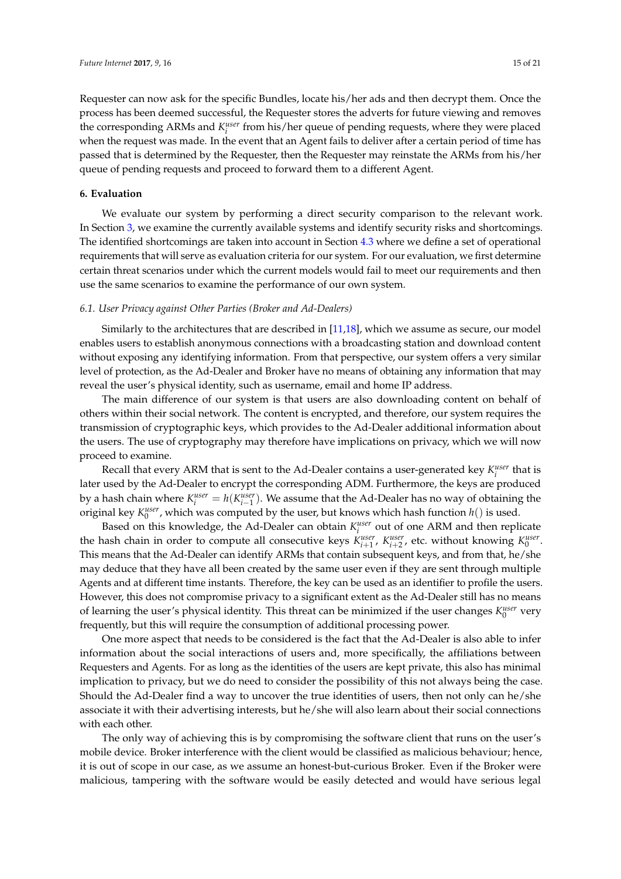Requester can now ask for the specific Bundles, locate his/her ads and then decrypt them. Once the process has been deemed successful, the Requester stores the adverts for future viewing and removes the corresponding ARMs and $K_i^{user}$ from his/her queue of pending requests, where they were placed when the request was made. In the event that an Agent fails to deliver after a certain period of time has passed that is determined by the Requester, then the Requester may reinstate the ARMs from his/her queue of pending requests and proceed to forward them to a different Agent.

## 6. Evaluation

We evaluate our system by performing a direct security comparison to the relevant work. In Section 3, we examine the currently available systems and identify security risks and shortcomings. The identified shortcomings are taken into account in Section 4.3 where we define a set of operational requirements that will serve as evaluation criteria for our system. For our evaluation, we first determine certain threat scenarios under which the current models would fail to meet our requirements and then use the same scenarios to examine the performance of our own system.

### 6.1. User Privacy against Other Parties (Broker and Ad-Dealers)

Similarly to the architectures that are described in [11,18], which we assume as secure, our model enables users to establish anonymous connections with a broadcasting station and download content without exposing any identifying information. From that perspective, our system offers a very similar level of protection, as the Ad-Dealer and Broker have no means of obtaining any information that may reveal the user's physical identity, such as username, email and home IP address.

The main difference of our system is that users are also downloading content on behalf of others within their social network. The content is encrypted, and therefore, our system requires the transmission of cryptographic keys, which provides to the Ad-Dealer additional information about the users. The use of cryptography may therefore have implications on privacy, which we will now proceed to examine.

Recall that every ARM that is sent to the Ad-Dealer contains a user-generated key $K_i^{user}$ that is later used by the Ad-Dealer to encrypt the corresponding ADM. Furthermore, the keys are produced by a hash chain where $K_i^{user} = h(K_{i-1}^{user})$. We assume that the Ad-Dealer has no way of obtaining the original key $K_0^{user}$, which was computed by the user, but knows which hash function $h()$ is used.

Based on this knowledge, the Ad-Dealer can obtain $K_i^{user}$ out of one ARM and then replicate the hash chain in order to compute all consecutive keys $K_{i+1}^{user}$, $K_{i+2}^{user}$, etc. without knowing $K_0^{user}$. This means that the Ad-Dealer can identify ARMs that contain subsequent keys, and from that, he/she may deduce that they have all been created by the same user even if they are sent through multiple Agents and at different time instants. Therefore, the key can be used as an identifier to profile the users. However, this does not compromise privacy to a significant extent as the Ad-Dealer still has no means of learning the user's physical identity. This threat can be minimized if the user changes $K_0^{user}$ very frequently, but this will require the consumption of additional processing power.

One more aspect that needs to be considered is the fact that the Ad-Dealer is also able to infer information about the social interactions of users and, more specifically, the affiliations between Requesters and Agents. For as long as the identities of the users are kept private, this also has minimal implication to privacy, but we do need to consider the possibility of this not always being the case. Should the Ad-Dealer find a way to uncover the true identities of users, then not only can he/she associate it with their advertising interests, but he/she will also learn about their social connections with each other.

The only way of achieving this is by compromising the software client that runs on the user's mobile device. Broker interference with the client would be classified as malicious behaviour; hence, it is out of scope in our case, as we assume an honest-but-curious Broker. Even if the Broker were malicious, tampering with the software would be easily detected and would have serious legal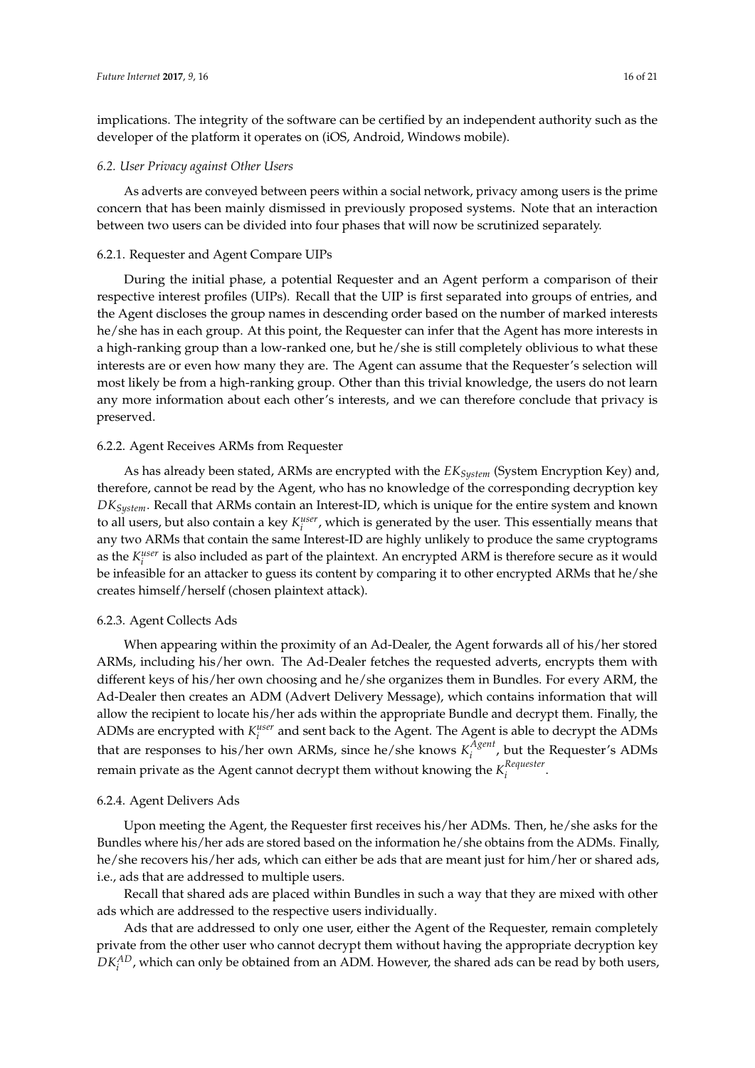implications. The integrity of the software can be certified by an independent authority such as the developer of the platform it operates on (iOS, Android, Windows mobile).

### 6.2. User Privacy against Other Users

As adverts are conveyed between peers within a social network, privacy among users is the prime concern that has been mainly dismissed in previously proposed systems. Note that an interaction between two users can be divided into four phases that will now be scrutinized separately.

#### 6.2.1. Requester and Agent Compare UIPs

During the initial phase, a potential Requester and an Agent perform a comparison of their respective interest profiles (UIPs). Recall that the UIP is first separated into groups of entries, and the Agent discloses the group names in descending order based on the number of marked interests he/she has in each group. At this point, the Requester can infer that the Agent has more interests in a high-ranking group than a low-ranked one, but he/she is still completely oblivious to what these interests are or even how many they are. The Agent can assume that the Requester's selection will most likely be from a high-ranking group. Other than this trivial knowledge, the users do not learn any more information about each other's interests, and we can therefore conclude that privacy is preserved.

#### 6.2.2. Agent Receives ARMs from Requester

As has already been stated, ARMs are encrypted with the $EK_{System}$ (System Encryption Key) and, therefore, cannot be read by the Agent, who has no knowledge of the corresponding decryption key $DK_{System}$. Recall that ARMs contain an Interest-ID, which is unique for the entire system and known to all users, but also contain a key $K_i^{user}$, which is generated by the user. This essentially means that any two ARMs that contain the same Interest-ID are highly unlikely to produce the same cryptograms as the $K_i^{user}$ is also included as part of the plaintext. An encrypted ARM is therefore secure as it would be infeasible for an attacker to guess its content by comparing it to other encrypted ARMs that he/she creates himself/herself (chosen plaintext attack).

#### 6.2.3. Agent Collects Ads

When appearing within the proximity of an Ad-Dealer, the Agent forwards all of his/her stored ARMs, including his/her own. The Ad-Dealer fetches the requested adverts, encrypts them with different keys of his/her own choosing and he/she organizes them in Bundles. For every ARM, the Ad-Dealer then creates an ADM (Advert Delivery Message), which contains information that will allow the recipient to locate his/her ads within the appropriate Bundle and decrypt them. Finally, the ADMs are encrypted with $K_i^{user}$ and sent back to the Agent. The Agent is able to decrypt the ADMs that are responses to his/her own ARMs, since he/she knows $K_i^{Agent}$, but the Requester's ADMs remain private as the Agent cannot decrypt them without knowing the $K_i^{Requester}$.

#### 6.2.4. Agent Delivers Ads

Upon meeting the Agent, the Requester first receives his/her ADMs. Then, he/she asks for the Bundles where his/her ads are stored based on the information he/she obtains from the ADMs. Finally, he/she recovers his/her ads, which can either be ads that are meant just for him/her or shared ads, i.e., ads that are addressed to multiple users.

Recall that shared ads are placed within Bundles in such a way that they are mixed with other ads which are addressed to the respective users individually.

Ads that are addressed to only one user, either the Agent of the Requester, remain completely private from the other user who cannot decrypt them without having the appropriate decryption key $DK_i^{AD}$, which can only be obtained from an ADM. However, the shared ads can be read by both users,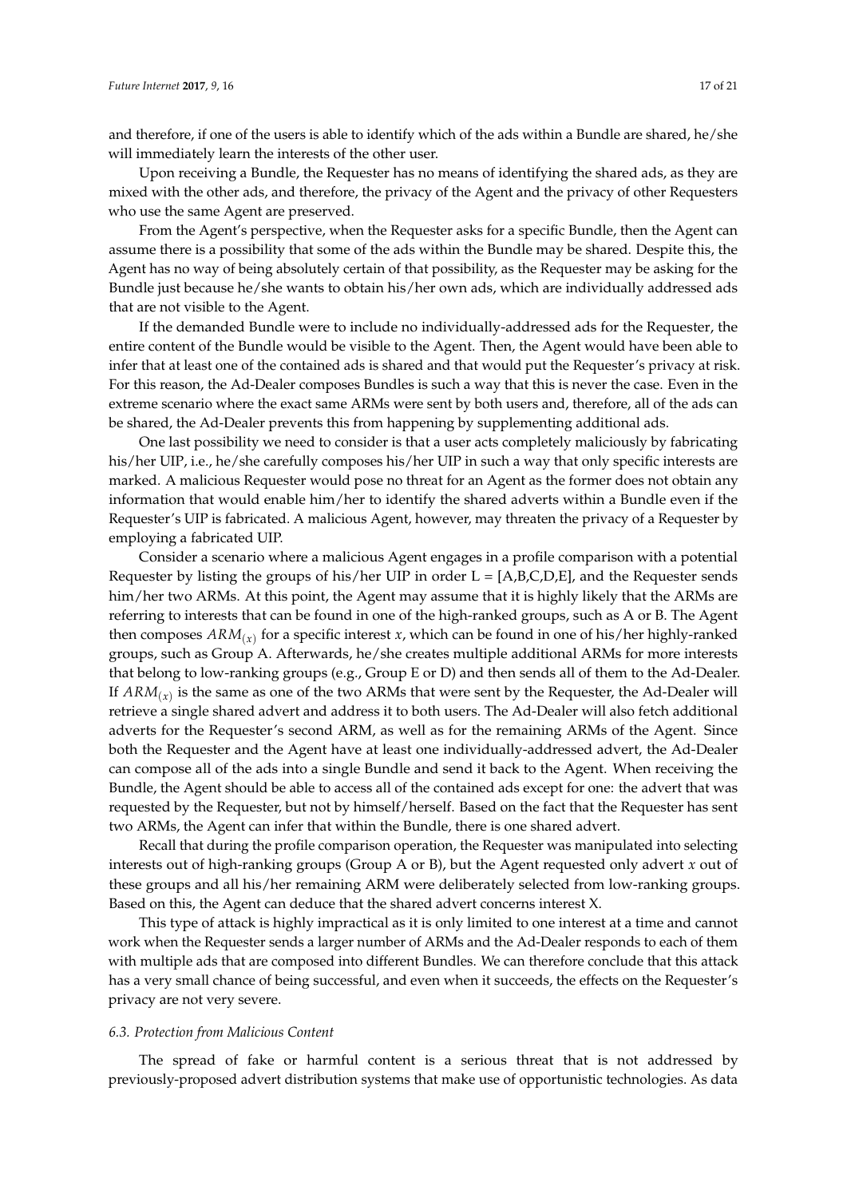and therefore, if one of the users is able to identify which of the ads within a Bundle are shared, he/she will immediately learn the interests of the other user.

Upon receiving a Bundle, the Requester has no means of identifying the shared ads, as they are mixed with the other ads, and therefore, the privacy of the Agent and the privacy of other Requesters who use the same Agent are preserved.

From the Agent's perspective, when the Requester asks for a specific Bundle, then the Agent can assume there is a possibility that some of the ads within the Bundle may be shared. Despite this, the Agent has no way of being absolutely certain of that possibility, as the Requester may be asking for the Bundle just because he/she wants to obtain his/her own ads, which are individually addressed ads that are not visible to the Agent.

If the demanded Bundle were to include no individually-addressed ads for the Requester, the entire content of the Bundle would be visible to the Agent. Then, the Agent would have been able to infer that at least one of the contained ads is shared and that would put the Requester's privacy at risk. For this reason, the Ad-Dealer composes Bundles is such a way that this is never the case. Even in the extreme scenario where the exact same ARMs were sent by both users and, therefore, all of the ads can be shared, the Ad-Dealer prevents this from happening by supplementing additional ads.

One last possibility we need to consider is that a user acts completely maliciously by fabricating his/her UIP, i.e., he/she carefully composes his/her UIP in such a way that only specific interests are marked. A malicious Requester would pose no threat for an Agent as the former does not obtain any information that would enable him/her to identify the shared adverts within a Bundle even if the Requester's UIP is fabricated. A malicious Agent, however, may threaten the privacy of a Requester by employing a fabricated UIP.

Consider a scenario where a malicious Agent engages in a profile comparison with a potential Requester by listing the groups of his/her UIP in order L = [A,B,C,D,E], and the Requester sends him/her two ARMs. At this point, the Agent may assume that it is highly likely that the ARMs are referring to interests that can be found in one of the high-ranked groups, such as A or B. The Agent then composes $ARM_{(x)}$ for a specific interest $x$, which can be found in one of his/her highly-ranked groups, such as Group A. Afterwards, he/she creates multiple additional ARMs for more interests that belong to low-ranking groups (e.g., Group E or D) and then sends all of them to the Ad-Dealer. If $ARM_{(x)}$ is the same as one of the two ARMs that were sent by the Requester, the Ad-Dealer will retrieve a single shared advert and address it to both users. The Ad-Dealer will also fetch additional adverts for the Requester's second ARM, as well as for the remaining ARMs of the Agent. Since both the Requester and the Agent have at least one individually-addressed advert, the Ad-Dealer can compose all of the ads into a single Bundle and send it back to the Agent. When receiving the Bundle, the Agent should be able to access all of the contained ads except for one: the advert that was requested by the Requester, but not by himself/herself. Based on the fact that the Requester has sent two ARMs, the Agent can infer that within the Bundle, there is one shared advert.

Recall that during the profile comparison operation, the Requester was manipulated into selecting interests out of high-ranking groups (Group A or B), but the Agent requested only advert $x$ out of these groups and all his/her remaining ARM were deliberately selected from low-ranking groups. Based on this, the Agent can deduce that the shared advert concerns interest X.

This type of attack is highly impractical as it is only limited to one interest at a time and cannot work when the Requester sends a larger number of ARMs and the Ad-Dealer responds to each of them with multiple ads that are composed into different Bundles. We can therefore conclude that this attack has a very small chance of being successful, and even when it succeeds, the effects on the Requester's privacy are not very severe.

### 6.3. Protection from Malicious Content

The spread of fake or harmful content is a serious threat that is not addressed by previously-proposed advert distribution systems that make use of opportunistic technologies. As data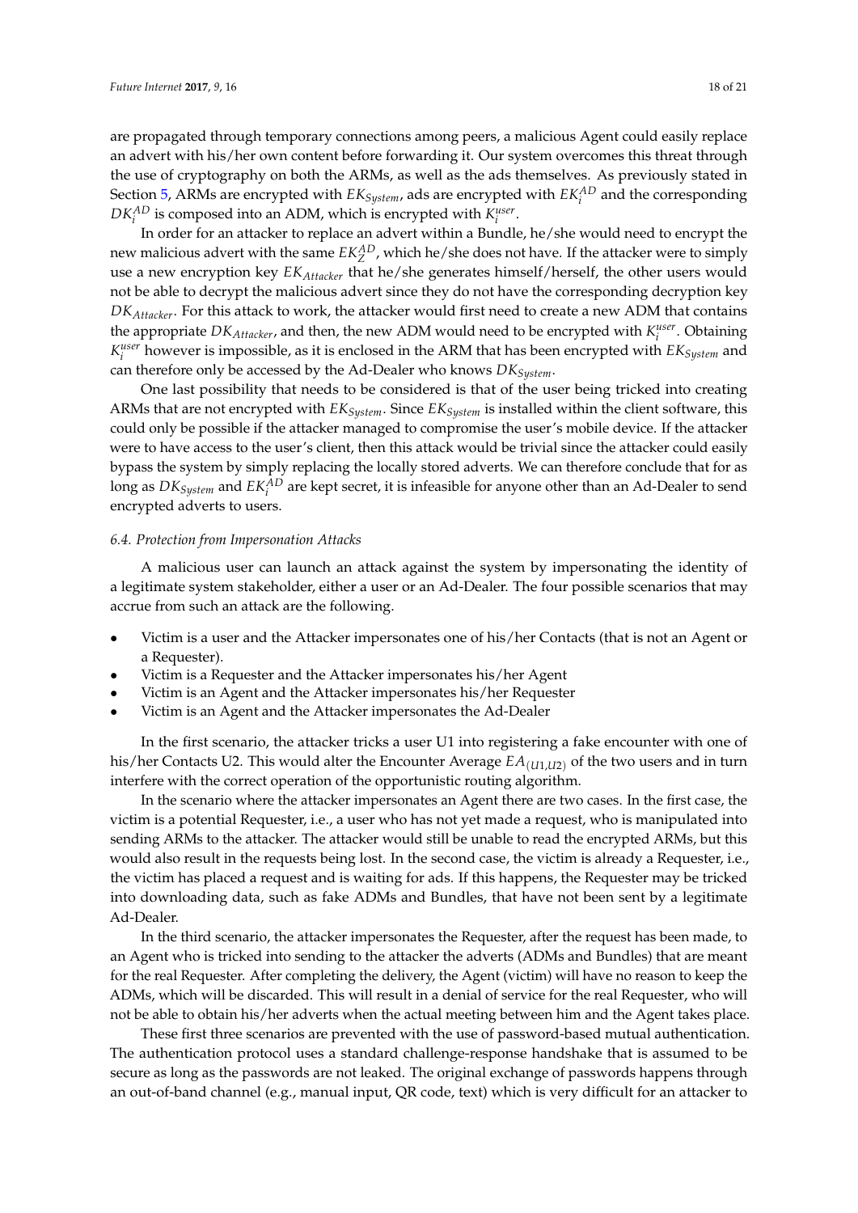are propagated through temporary connections among peers, a malicious Agent could easily replace an advert with his/her own content before forwarding it. Our system overcomes this threat through the use of cryptography on both the ARMs, as well as the ads themselves. As previously stated in Section 5, ARMs are encrypted with $EK_{System}$, ads are encrypted with $EK_i^{AD}$ and the corresponding $DK_i^{AD}$ is composed into an ADM, which is encrypted with $K_i^{user}$.

In order for an attacker to replace an advert within a Bundle, he/she would need to encrypt the new malicious advert with the same $EK_Z^{AD}$, which he/she does not have. If the attacker were to simply use a new encryption key $EK_{Attacker}$ that he/she generates himself/herself, the other users would not be able to decrypt the malicious advert since they do not have the corresponding decryption key $DK_{Attacker}$. For this attack to work, the attacker would first need to create a new ADM that contains the appropriate $DK_{Attacker}$, and then, the new ADM would need to be encrypted with $K_i^{user}$. Obtaining $K_i^{user}$ however is impossible, as it is enclosed in the ARM that has been encrypted with $EK_{System}$ and can therefore only be accessed by the Ad-Dealer who knows $DK_{System}$.

One last possibility that needs to be considered is that of the user being tricked into creating ARMs that are not encrypted with $EK_{System}$. Since $EK_{System}$ is installed within the client software, this could only be possible if the attacker managed to compromise the user's mobile device. If the attacker were to have access to the user's client, then this attack would be trivial since the attacker could easily bypass the system by simply replacing the locally stored adverts. We can therefore conclude that for as long as $DK_{System}$ and $EK_i^{AD}$ are kept secret, it is infeasible for anyone other than an Ad-Dealer to send encrypted adverts to users.

### 6.4. Protection from Impersonation Attacks

A malicious user can launch an attack against the system by impersonating the identity of a legitimate system stakeholder, either a user or an Ad-Dealer. The four possible scenarios that may accrue from such an attack are the following.

- Victim is a user and the Attacker impersonates one of his/her Contacts (that is not an Agent or a Requester).
- Victim is a Requester and the Attacker impersonates his/her Agent
- Victim is an Agent and the Attacker impersonates his/her Requester
- Victim is an Agent and the Attacker impersonates the Ad-Dealer

In the first scenario, the attacker tricks a user U1 into registering a fake encounter with one of his/her Contacts U2. This would alter the Encounter Average $EA_{(U1,U2)}$ of the two users and in turn interfere with the correct operation of the opportunistic routing algorithm.

In the scenario where the attacker impersonates an Agent there are two cases. In the first case, the victim is a potential Requester, i.e., a user who has not yet made a request, who is manipulated into sending ARMs to the attacker. The attacker would still be unable to read the encrypted ARMs, but this would also result in the requests being lost. In the second case, the victim is already a Requester, i.e., the victim has placed a request and is waiting for ads. If this happens, the Requester may be tricked into downloading data, such as fake ADMs and Bundles, that have not been sent by a legitimate Ad-Dealer.

In the third scenario, the attacker impersonates the Requester, after the request has been made, to an Agent who is tricked into sending to the attacker the adverts (ADMs and Bundles) that are meant for the real Requester. After completing the delivery, the Agent (victim) will have no reason to keep the ADMs, which will be discarded. This will result in a denial of service for the real Requester, who will not be able to obtain his/her adverts when the actual meeting between him and the Agent takes place.

These first three scenarios are prevented with the use of password-based mutual authentication. The authentication protocol uses a standard challenge-response handshake that is assumed to be secure as long as the passwords are not leaked. The original exchange of passwords happens through an out-of-band channel (e.g., manual input, QR code, text) which is very difficult for an attacker to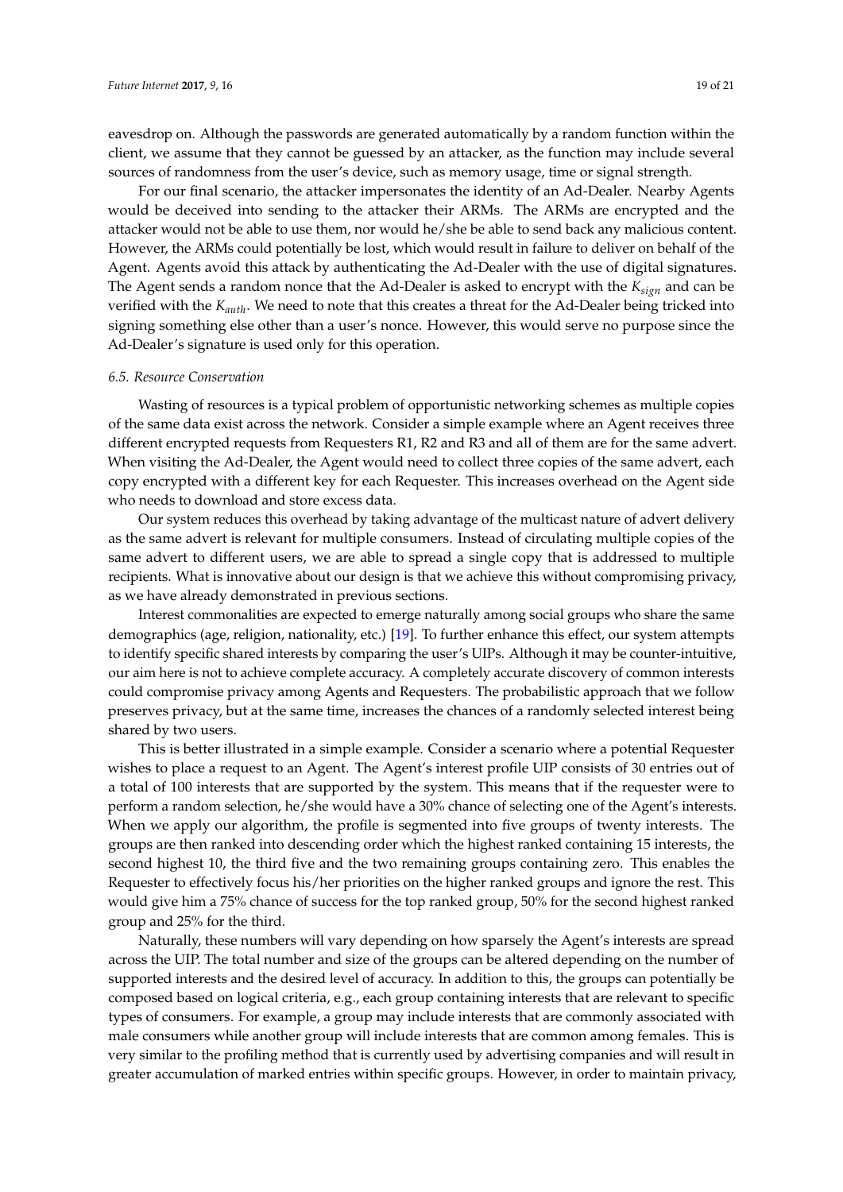eavesdrop on. Although the passwords are generated automatically by a random function within the client, we assume that they cannot be guessed by an attacker, as the function may include several sources of randomness from the user's device, such as memory usage, time or signal strength.

For our final scenario, the attacker impersonates the identity of an Ad-Dealer. Nearby Agents would be deceived into sending to the attacker their ARMs. The ARMs are encrypted and the attacker would not be able to use them, nor would he/she be able to send back any malicious content. However, the ARMs could potentially be lost, which would result in failure to deliver on behalf of the Agent. Agents avoid this attack by authenticating the Ad-Dealer with the use of digital signatures. The Agent sends a random nonce that the Ad-Dealer is asked to encrypt with the $K_{sign}$ and can be verified with the $K_{auth}$. We need to note that this creates a threat for the Ad-Dealer being tricked into signing something else other than a user's nonce. However, this would serve no purpose since the Ad-Dealer's signature is used only for this operation.

### 6.5. Resource Conservation

Wasting of resources is a typical problem of opportunistic networking schemes as multiple copies of the same data exist across the network. Consider a simple example where an Agent receives three different encrypted requests from Requesters R1, R2 and R3 and all of them are for the same advert. When visiting the Ad-Dealer, the Agent would need to collect three copies of the same advert, each copy encrypted with a different key for each Requester. This increases overhead on the Agent side who needs to download and store excess data.

Our system reduces this overhead by taking advantage of the multicast nature of advert delivery as the same advert is relevant for multiple consumers. Instead of circulating multiple copies of the same advert to different users, we are able to spread a single copy that is addressed to multiple recipients. What is innovative about our design is that we achieve this without compromising privacy, as we have already demonstrated in previous sections.

Interest commonalities are expected to emerge naturally among social groups who share the same demographics (age, religion, nationality, etc.) [19]. To further enhance this effect, our system attempts to identify specific shared interests by comparing the user's UIPs. Although it may be counter-intuitive, our aim here is not to achieve complete accuracy. A completely accurate discovery of common interests could compromise privacy among Agents and Requesters. The probabilistic approach that we follow preserves privacy, but at the same time, increases the chances of a randomly selected interest being shared by two users.

This is better illustrated in a simple example. Consider a scenario where a potential Requester wishes to place a request to an Agent. The Agent's interest profile UIP consists of 30 entries out of a total of 100 interests that are supported by the system. This means that if the requester were to perform a random selection, he/she would have a 30% chance of selecting one of the Agent's interests. When we apply our algorithm, the profile is segmented into five groups of twenty interests. The groups are then ranked into descending order which the highest ranked containing 15 interests, the second highest 10, the third five and the two remaining groups containing zero. This enables the Requester to effectively focus his/her priorities on the higher ranked groups and ignore the rest. This would give him a 75% chance of success for the top ranked group, 50% for the second highest ranked group and 25% for the third.

Naturally, these numbers will vary depending on how sparsely the Agent's interests are spread across the UIP. The total number and size of the groups can be altered depending on the number of supported interests and the desired level of accuracy. In addition to this, the groups can potentially be composed based on logical criteria, e.g., each group containing interests that are relevant to specific types of consumers. For example, a group may include interests that are commonly associated with male consumers while another group will include interests that are common among females. This is very similar to the profiling method that is currently used by advertising companies and will result in greater accumulation of marked entries within specific groups. However, in order to maintain privacy,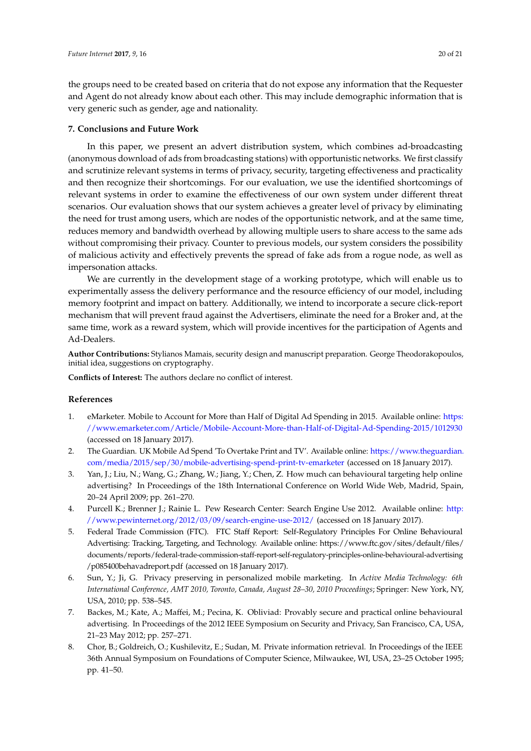the groups need to be created based on criteria that do not expose any information that the Requester and Agent do not already know about each other. This may include demographic information that is very generic such as gender, age and nationality.

## 7. Conclusions and Future Work

In this paper, we present an advert distribution system, which combines ad-broadcasting (anonymous download of ads from broadcasting stations) with opportunistic networks. We first classify and scrutinize relevant systems in terms of privacy, security, targeting effectiveness and practicality and then recognize their shortcomings. For our evaluation, we use the identified shortcomings of relevant systems in order to examine the effectiveness of our own system under different threat scenarios. Our evaluation shows that our system achieves a greater level of privacy by eliminating the need for trust among users, which are nodes of the opportunistic network, and at the same time, reduces memory and bandwidth overhead by allowing multiple users to share access to the same ads without compromising their privacy. Counter to previous models, our system considers the possibility of malicious activity and effectively prevents the spread of fake ads from a rogue node, as well as impersonation attacks.

We are currently in the development stage of a working prototype, which will enable us to experimentally assess the delivery performance and the resource efficiency of our model, including memory footprint and impact on battery. Additionally, we intend to incorporate a secure click-report mechanism that will prevent fraud against the Advertisers, eliminate the need for a Broker and, at the same time, work as a reward system, which will provide incentives for the participation of Agents and Ad-Dealers.

**Author Contributions:** Stylianos Mamais, security design and manuscript preparation. George Theodorakopoulos, initial idea, suggestions on cryptography.

**Conflicts of Interest:** The authors declare no conflict of interest.

## References

1. eMarketer. Mobile to Account for More than Half of Digital Ad Spending in 2015. Available online: https://www.emarketer.com/Article/Mobile-Account-More-than-Half-of-Digital-Ad-Spending-2015/1012930 (accessed on 18 January 2017).
2. The Guardian. UK Mobile Ad Spend 'To Overtake Print and TV'. Available online: https://www.theguardian.com/media/2015/sep/30/mobile-advertising-spend-print-tv-emarketer (accessed on 18 January 2017).
3. Yan, J.; Liu, N.; Wang, G.; Zhang, W.; Jiang, Y.; Chen, Z. How much can behavioural targeting help online advertising? In Proceedings of the 18th International Conference on World Wide Web, Madrid, Spain, 20–24 April 2009; pp. 261–270.
4. Purcell K.; Brenner J.; Rainie L. Pew Research Center: Search Engine Use 2012. Available online: http://www.pewinternet.org/2012/03/09/search-engine-use-2012/ (accessed on 18 January 2017).
5. Federal Trade Commission (FTC). FTC Staff Report: Self-Regulatory Principles For Online Behavioural Advertising: Tracking, Targeting, and Technology. Available online: https://www.ftc.gov/sites/default/files/documents/reports/federal-trade-commission-staff-report-self-regulatory-principles-online-behavioural-advertising/p085400behavadreport.pdf (accessed on 18 January 2017).
6. Sun, Y.; Ji, G. Privacy preserving in personalized mobile marketing. In *Active Media Technology: 6th International Conference, AMT 2010, Toronto, Canada, August 28–30, 2010 Proceedings*; Springer: New York, NY, USA, 2010; pp. 538–545.
7. Backes, M.; Kate, A.; Maffei, M.; Pecina, K. Obliviad: Provably secure and practical online behavioural advertising. In Proceedings of the 2012 IEEE Symposium on Security and Privacy, San Francisco, CA, USA, 21–23 May 2012; pp. 257–271.
8. Chor, B.; Goldreich, O.; Kushilevitz, E.; Sudan, M. Private information retrieval. In Proceedings of the IEEE 36th Annual Symposium on Foundations of Computer Science, Milwaukee, WI, USA, 23–25 October 1995; pp. 41–50.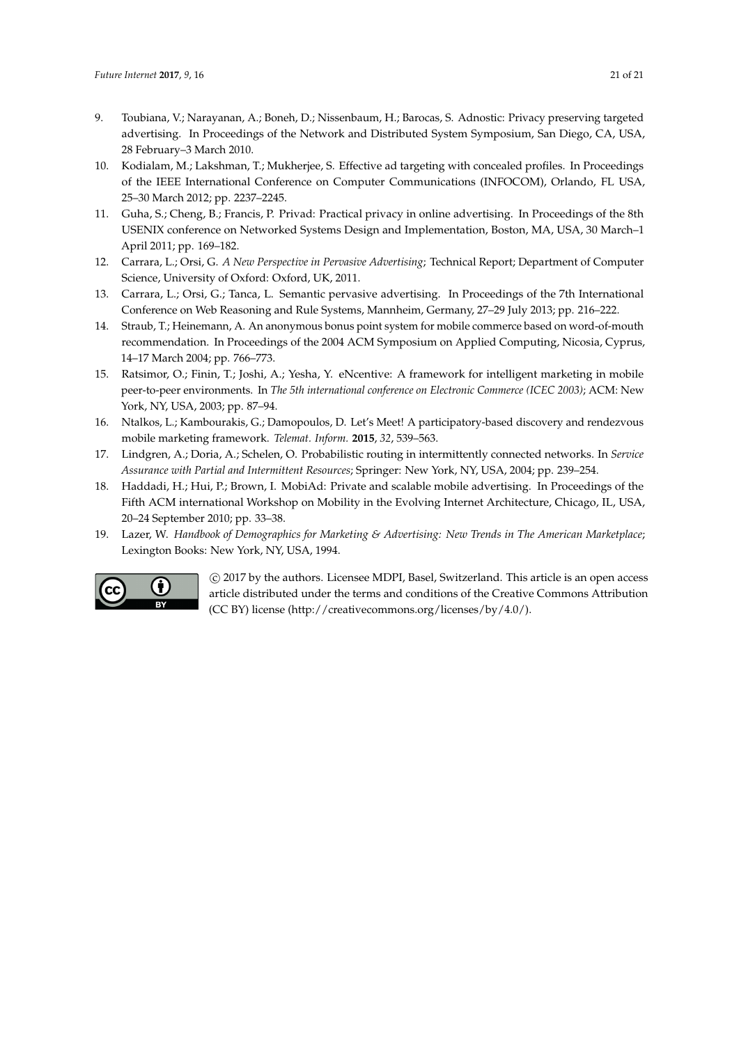9. Toubiana, V.; Narayanan, A.; Boneh, D.; Nissenbaum, H.; Barocas, S. Adnostic: Privacy preserving targeted advertising. In Proceedings of the Network and Distributed System Symposium, San Diego, CA, USA, 28 February–3 March 2010.
10. Kodialam, M.; Lakshman, T.; Mukherjee, S. Effective ad targeting with concealed profiles. In Proceedings of the IEEE International Conference on Computer Communications (INFOCOM), Orlando, FL USA, 25–30 March 2012; pp. 2237–2245.
11. Guha, S.; Cheng, B.; Francis, P. Privad: Practical privacy in online advertising. In Proceedings of the 8th USENIX conference on Networked Systems Design and Implementation, Boston, MA, USA, 30 March–1 April 2011; pp. 169–182.
12. Carrara, L.; Orsi, G. *A New Perspective in Pervasive Advertising*; Technical Report; Department of Computer Science, University of Oxford: Oxford, UK, 2011.
13. Carrara, L.; Orsi, G.; Tanca, L. Semantic pervasive advertising. In Proceedings of the 7th International Conference on Web Reasoning and Rule Systems, Mannheim, Germany, 27–29 July 2013; pp. 216–222.
14. Straub, T.; Heinemann, A. An anonymous bonus point system for mobile commerce based on word-of-mouth recommendation. In Proceedings of the 2004 ACM Symposium on Applied Computing, Nicosia, Cyprus, 14–17 March 2004; pp. 766–773.
15. Ratsimor, O.; Finin, T.; Joshi, A.; Yesha, Y. eNcentive: A framework for intelligent marketing in mobile peer-to-peer environments. In *The 5th international conference on Electronic Commerce (ICEC 2003)*; ACM: New York, NY, USA, 2003; pp. 87–94.
16. Ntalkos, L.; Kambourakis, G.; Damopoulos, D. Let's Meet! A participatory-based discovery and rendezvous mobile marketing framework. *Telemat. Inform.* **2015**, *32*, 539–563.
17. Lindgren, A.; Doria, A.; Schelen, O. Probabilistic routing in intermittently connected networks. In *Service Assurance with Partial and Intermittent Resources*; Springer: New York, NY, USA, 2004; pp. 239–254.
18. Haddadi, H.; Hui, P.; Brown, I. MobiAd: Private and scalable mobile advertising. In Proceedings of the Fifth ACM international Workshop on Mobility in the Evolving Internet Architecture, Chicago, IL, USA, 20–24 September 2010; pp. 33–38.
19. Lazer, W. *Handbook of Demographics for Marketing & Advertising: New Trends in The American Marketplace*; Lexington Books: New York, NY, USA, 1994.

© 2017 by the authors. Licensee MDPI, Basel, Switzerland. This article is an open access article distributed under the terms and conditions of the Creative Commons Attribution (CC BY) license (http://creativecommons.org/licenses/by/4.0/).